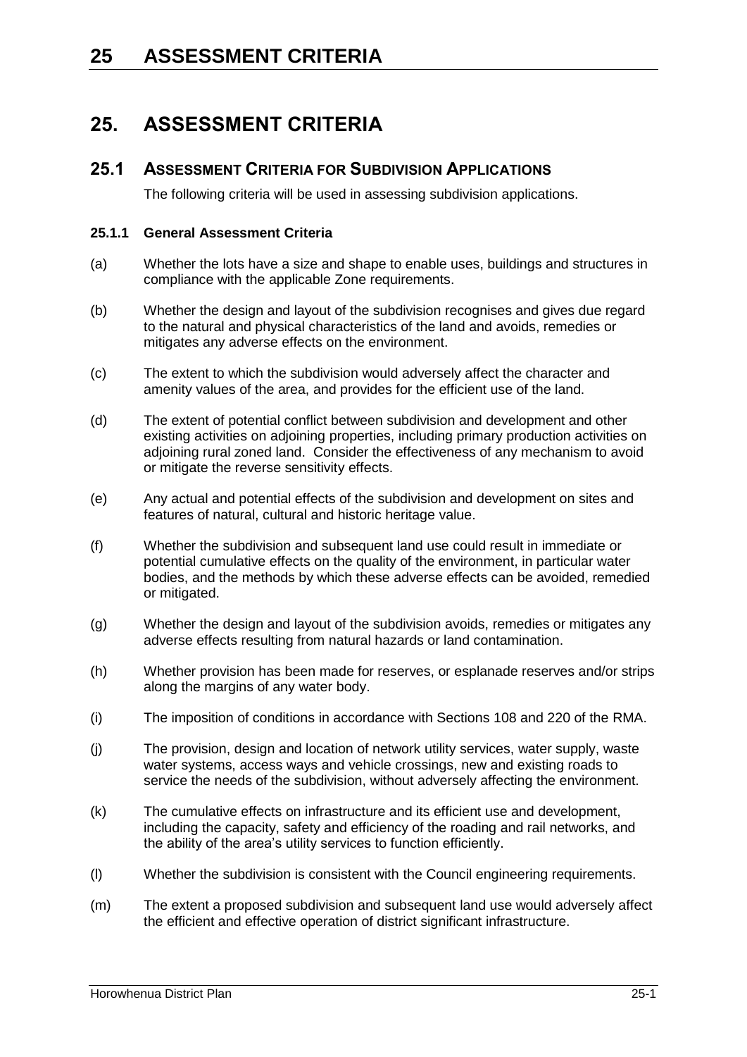# 25. ASSESSMENT CRITERIA

## 25.1 ASSESSMENT CRITERIA FOR SUBDIVISION APPLICATIONS

The following criteria will be used in assessing subdivision applications.

### 25.1.1 General Assessment Criteria

(a) Whether the lots have a size and shape to enable uses, buildings and structures in compliance with the applicable Zone requirements.

(b) Whether the design and layout of the subdivision recognises and gives due regard to the natural and physical characteristics of the land and avoids, remedies or mitigates any adverse effects on the environment.

(c) The extent to which the subdivision would adversely affect the character and amenity values of the area, and provides for the efficient use of the land.

(d) The extent of potential conflict between subdivision and development and other existing activities on adjoining properties, including primary production activities on adjoining rural zoned land. Consider the effectiveness of any mechanism to avoid or mitigate the reverse sensitivity effects.

(e) Any actual and potential effects of the subdivision and development on sites and features of natural, cultural and historic heritage value.

(f) Whether the subdivision and subsequent land use could result in immediate or potential cumulative effects on the quality of the environment, in particular water bodies, and the methods by which these adverse effects can be avoided, remedied or mitigated.

(g) Whether the design and layout of the subdivision avoids, remedies or mitigates any adverse effects resulting from natural hazards or land contamination.

(h) Whether provision has been made for reserves, or esplanade reserves and/or strips along the margins of any water body.

(i) The imposition of conditions in accordance with Sections 108 and 220 of the RMA.

(j) The provision, design and location of network utility services, water supply, waste water systems, access ways and vehicle crossings, new and existing roads to service the needs of the subdivision, without adversely affecting the environment.

(k) The cumulative effects on infrastructure and its efficient use and development, including the capacity, safety and efficiency of the roading and rail networks, and the ability of the area's utility services to function efficiently.

(l) Whether the subdivision is consistent with the Council engineering requirements.

(m) The extent a proposed subdivision and subsequent land use would adversely affect the efficient and effective operation of district significant infrastructure.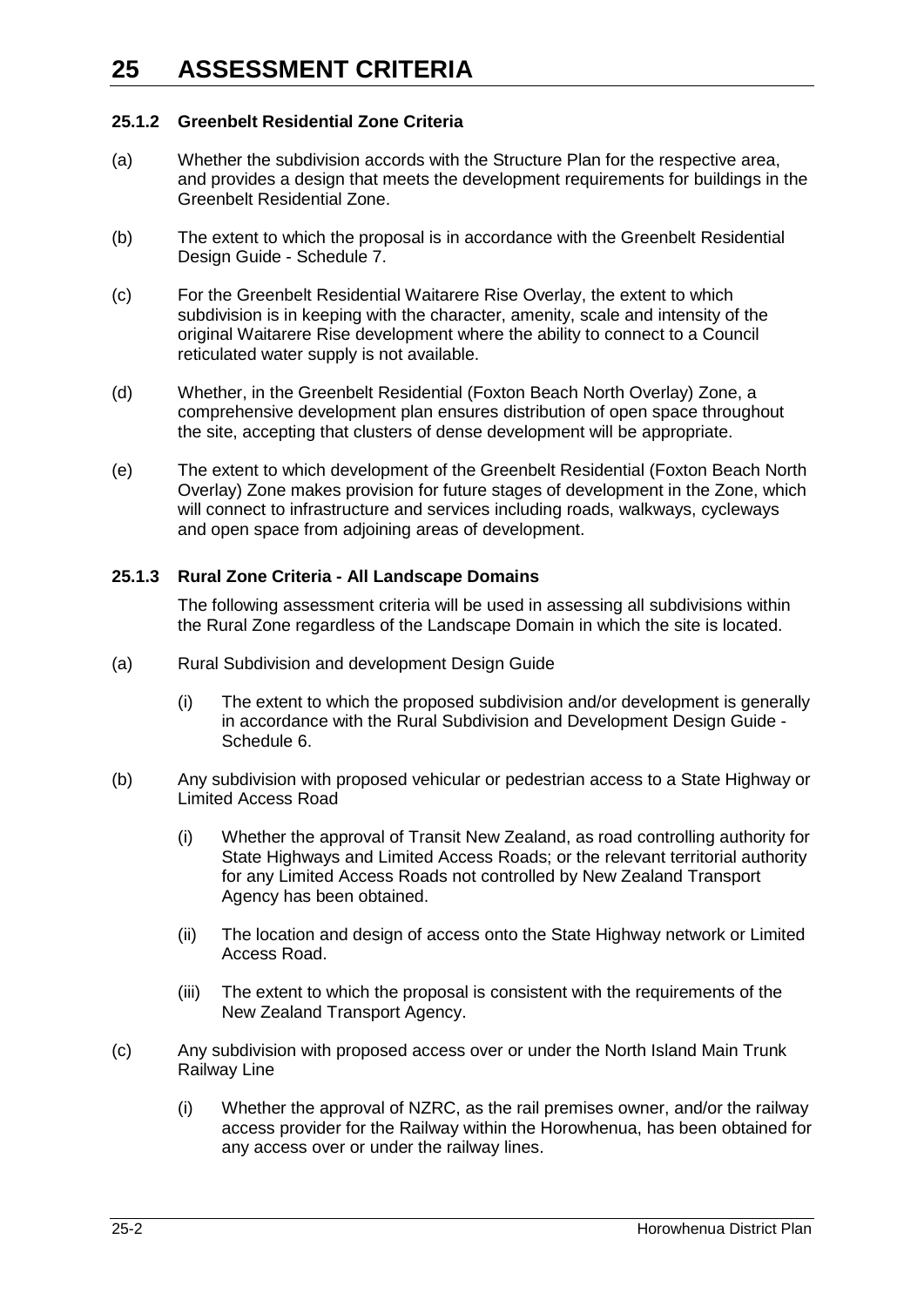# 25 ASSESSMENT CRITERIA

### 25.1.2 Greenbelt Residential Zone Criteria

(a) Whether the subdivision accords with the Structure Plan for the respective area, and provides a design that meets the development requirements for buildings in the Greenbelt Residential Zone.

(b) The extent to which the proposal is in accordance with the Greenbelt Residential Design Guide - Schedule 7.

(c) For the Greenbelt Residential Waitarere Rise Overlay, the extent to which subdivision is in keeping with the character, amenity, scale and intensity of the original Waitarere Rise development where the ability to connect to a Council reticulated water supply is not available.

(d) Whether, in the Greenbelt Residential (Foxton Beach North Overlay) Zone, a comprehensive development plan ensures distribution of open space throughout the site, accepting that clusters of dense development will be appropriate.

(e) The extent to which development of the Greenbelt Residential (Foxton Beach North Overlay) Zone makes provision for future stages of development in the Zone, which will connect to infrastructure and services including roads, walkways, cycleways and open space from adjoining areas of development.

### 25.1.3 Rural Zone Criteria - All Landscape Domains

The following assessment criteria will be used in assessing all subdivisions within the Rural Zone regardless of the Landscape Domain in which the site is located.

(a) Rural Subdivision and development Design Guide

(i) The extent to which the proposed subdivision and/or development is generally in accordance with the Rural Subdivision and Development Design Guide - Schedule 6.

(b) Any subdivision with proposed vehicular or pedestrian access to a State Highway or Limited Access Road

(i) Whether the approval of Transit New Zealand, as road controlling authority for State Highways and Limited Access Roads; or the relevant territorial authority for any Limited Access Roads not controlled by New Zealand Transport Agency has been obtained.

(ii) The location and design of access onto the State Highway network or Limited Access Road.

(iii) The extent to which the proposal is consistent with the requirements of the New Zealand Transport Agency.

(c) Any subdivision with proposed access over or under the North Island Main Trunk Railway Line

(i) Whether the approval of NZRC, as the rail premises owner, and/or the railway access provider for the Railway within the Horowhenua, has been obtained for any access over or under the railway lines.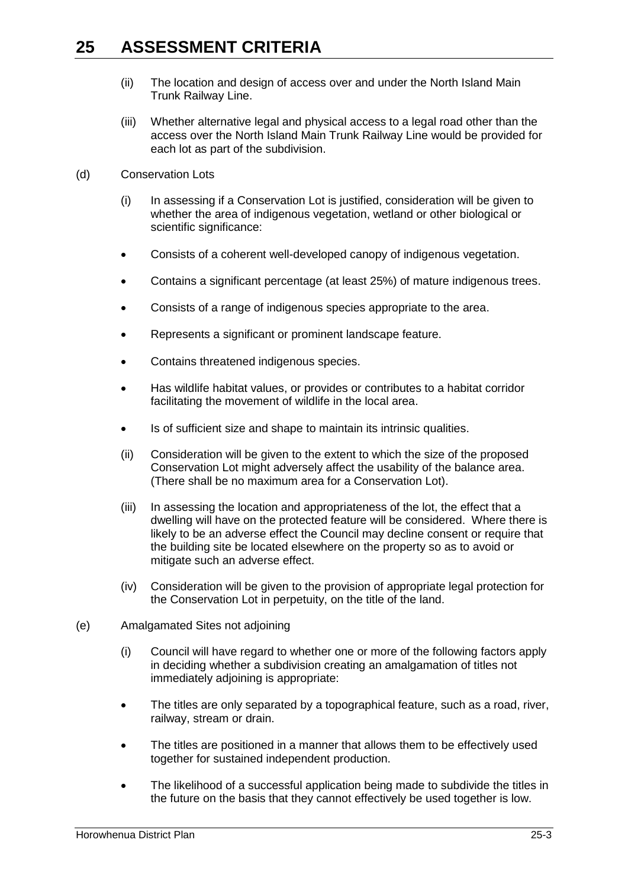# 25 ASSESSMENT CRITERIA

(ii) The location and design of access over and under the North Island Main Trunk Railway Line.

(iii) Whether alternative legal and physical access to a legal road other than the access over the North Island Main Trunk Railway Line would be provided for each lot as part of the subdivision.

(d) Conservation Lots

(i) In assessing if a Conservation Lot is justified, consideration will be given to whether the area of indigenous vegetation, wetland or other biological or scientific significance:

- Consists of a coherent well-developed canopy of indigenous vegetation.
- Contains a significant percentage (at least 25%) of mature indigenous trees.
- Consists of a range of indigenous species appropriate to the area.
- Represents a significant or prominent landscape feature.
- Contains threatened indigenous species.
- Has wildlife habitat values, or provides or contributes to a habitat corridor facilitating the movement of wildlife in the local area.
- Is of sufficient size and shape to maintain its intrinsic qualities.

(ii) Consideration will be given to the extent to which the size of the proposed Conservation Lot might adversely affect the usability of the balance area. (There shall be no maximum area for a Conservation Lot).

(iii) In assessing the location and appropriateness of the lot, the effect that a dwelling will have on the protected feature will be considered. Where there is likely to be an adverse effect the Council may decline consent or require that the building site be located elsewhere on the property so as to avoid or mitigate such an adverse effect.

(iv) Consideration will be given to the provision of appropriate legal protection for the Conservation Lot in perpetuity, on the title of the land.

(e) Amalgamated Sites not adjoining

(i) Council will have regard to whether one or more of the following factors apply in deciding whether a subdivision creating an amalgamation of titles not immediately adjoining is appropriate:

- The titles are only separated by a topographical feature, such as a road, river, railway, stream or drain.
- The titles are positioned in a manner that allows them to be effectively used together for sustained independent production.
- The likelihood of a successful application being made to subdivide the titles in the future on the basis that they cannot effectively be used together is low.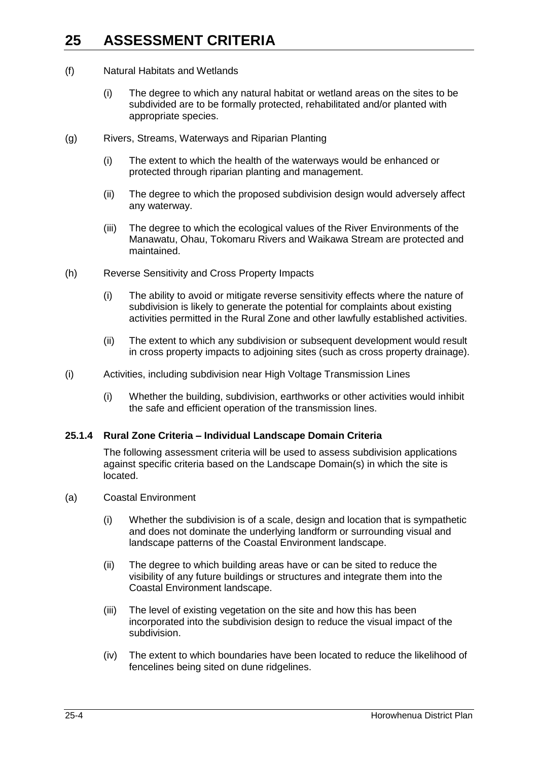(f) Natural Habitats and Wetlands

(i) The degree to which any natural habitat or wetland areas on the sites to be subdivided are to be formally protected, rehabilitated and/or planted with appropriate species.

(g) Rivers, Streams, Waterways and Riparian Planting

(i) The extent to which the health of the waterways would be enhanced or protected through riparian planting and management.

(ii) The degree to which the proposed subdivision design would adversely affect any waterway.

(iii) The degree to which the ecological values of the River Environments of the Manawatu, Ohau, Tokomaru Rivers and Waikawa Stream are protected and maintained.

(h) Reverse Sensitivity and Cross Property Impacts

(i) The ability to avoid or mitigate reverse sensitivity effects where the nature of subdivision is likely to generate the potential for complaints about existing activities permitted in the Rural Zone and other lawfully established activities.

(ii) The extent to which any subdivision or subsequent development would result in cross property impacts to adjoining sites (such as cross property drainage).

(i) Activities, including subdivision near High Voltage Transmission Lines

(i) Whether the building, subdivision, earthworks or other activities would inhibit the safe and efficient operation of the transmission lines.

### 25.1.4 Rural Zone Criteria – Individual Landscape Domain Criteria

The following assessment criteria will be used to assess subdivision applications against specific criteria based on the Landscape Domain(s) in which the site is located.

(a) Coastal Environment

(i) Whether the subdivision is of a scale, design and location that is sympathetic and does not dominate the underlying landform or surrounding visual and landscape patterns of the Coastal Environment landscape.

(ii) The degree to which building areas have or can be sited to reduce the visibility of any future buildings or structures and integrate them into the Coastal Environment landscape.

(iii) The level of existing vegetation on the site and how this has been incorporated into the subdivision design to reduce the visual impact of the subdivision.

(iv) The extent to which boundaries have been located to reduce the likelihood of fencelines being sited on dune ridgelines.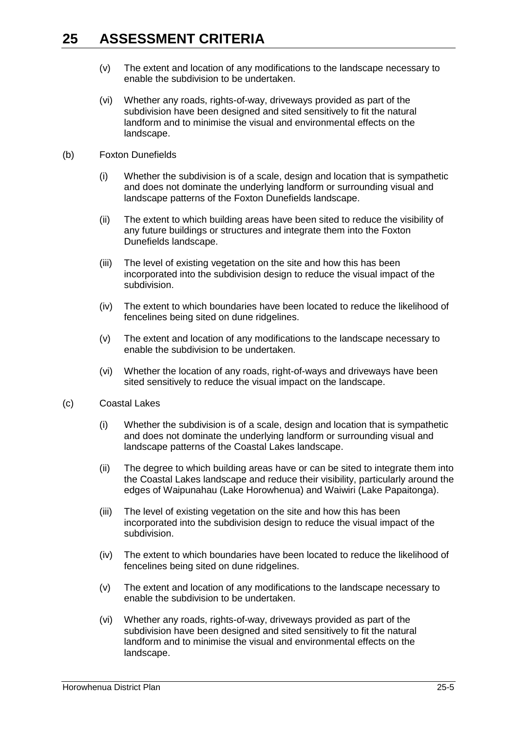(v) The extent and location of any modifications to the landscape necessary to enable the subdivision to be undertaken.

(vi) Whether any roads, rights-of-way, driveways provided as part of the subdivision have been designed and sited sensitively to fit the natural landform and to minimise the visual and environmental effects on the landscape.

(b) Foxton Dunefields

(i) Whether the subdivision is of a scale, design and location that is sympathetic and does not dominate the underlying landform or surrounding visual and landscape patterns of the Foxton Dunefields landscape.

(ii) The extent to which building areas have been sited to reduce the visibility of any future buildings or structures and integrate them into the Foxton Dunefields landscape.

(iii) The level of existing vegetation on the site and how this has been incorporated into the subdivision design to reduce the visual impact of the subdivision.

(iv) The extent to which boundaries have been located to reduce the likelihood of fencelines being sited on dune ridgelines.

(v) The extent and location of any modifications to the landscape necessary to enable the subdivision to be undertaken.

(vi) Whether the location of any roads, right-of-ways and driveways have been sited sensitively to reduce the visual impact on the landscape.

(c) Coastal Lakes

(i) Whether the subdivision is of a scale, design and location that is sympathetic and does not dominate the underlying landform or surrounding visual and landscape patterns of the Coastal Lakes landscape.

(ii) The degree to which building areas have or can be sited to integrate them into the Coastal Lakes landscape and reduce their visibility, particularly around the edges of Waipunahau (Lake Horowhenua) and Waiwiri (Lake Papaitonga).

(iii) The level of existing vegetation on the site and how this has been incorporated into the subdivision design to reduce the visual impact of the subdivision.

(iv) The extent to which boundaries have been located to reduce the likelihood of fencelines being sited on dune ridgelines.

(v) The extent and location of any modifications to the landscape necessary to enable the subdivision to be undertaken.

(vi) Whether any roads, rights-of-way, driveways provided as part of the subdivision have been designed and sited sensitively to fit the natural landform and to minimise the visual and environmental effects on the landscape.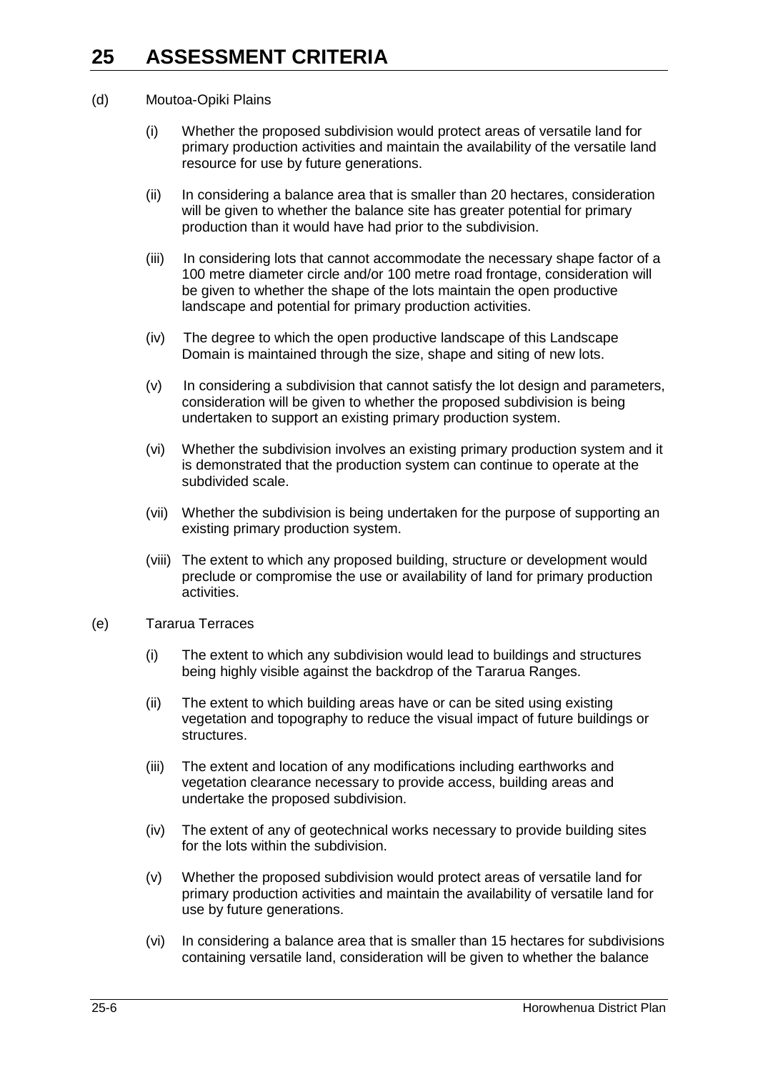# 25 ASSESSMENT CRITERIA

(d) Moutoa-Opiki Plains

(i) Whether the proposed subdivision would protect areas of versatile land for primary production activities and maintain the availability of the versatile land resource for use by future generations.

(ii) In considering a balance area that is smaller than 20 hectares, consideration will be given to whether the balance site has greater potential for primary production than it would have had prior to the subdivision.

(iii) In considering lots that cannot accommodate the necessary shape factor of a 100 metre diameter circle and/or 100 metre road frontage, consideration will be given to whether the shape of the lots maintain the open productive landscape and potential for primary production activities.

(iv) The degree to which the open productive landscape of this Landscape Domain is maintained through the size, shape and siting of new lots.

(v) In considering a subdivision that cannot satisfy the lot design and parameters, consideration will be given to whether the proposed subdivision is being undertaken to support an existing primary production system.

(vi) Whether the subdivision involves an existing primary production system and it is demonstrated that the production system can continue to operate at the subdivided scale.

(vii) Whether the subdivision is being undertaken for the purpose of supporting an existing primary production system.

(viii) The extent to which any proposed building, structure or development would preclude or compromise the use or availability of land for primary production activities.

(e) Tararua Terraces

(i) The extent to which any subdivision would lead to buildings and structures being highly visible against the backdrop of the Tararua Ranges.

(ii) The extent to which building areas have or can be sited using existing vegetation and topography to reduce the visual impact of future buildings or structures.

(iii) The extent and location of any modifications including earthworks and vegetation clearance necessary to provide access, building areas and undertake the proposed subdivision.

(iv) The extent of any of geotechnical works necessary to provide building sites for the lots within the subdivision.

(v) Whether the proposed subdivision would protect areas of versatile land for primary production activities and maintain the availability of versatile land for use by future generations.

(vi) In considering a balance area that is smaller than 15 hectares for subdivisions containing versatile land, consideration will be given to whether the balance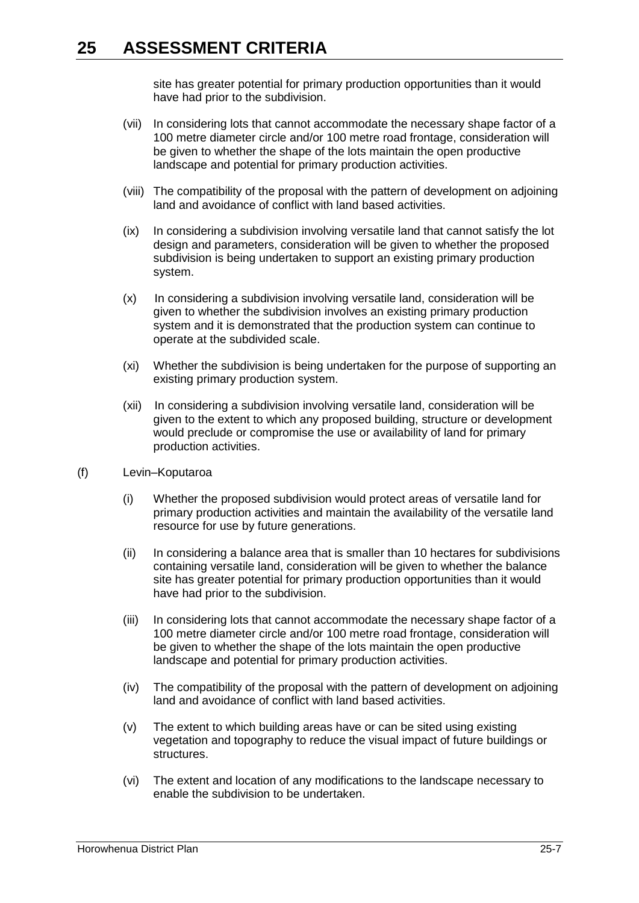site has greater potential for primary production opportunities than it would have had prior to the subdivision.

(vii) In considering lots that cannot accommodate the necessary shape factor of a 100 metre diameter circle and/or 100 metre road frontage, consideration will be given to whether the shape of the lots maintain the open productive landscape and potential for primary production activities.

(viii) The compatibility of the proposal with the pattern of development on adjoining land and avoidance of conflict with land based activities.

(ix) In considering a subdivision involving versatile land that cannot satisfy the lot design and parameters, consideration will be given to whether the proposed subdivision is being undertaken to support an existing primary production system.

(x) In considering a subdivision involving versatile land, consideration will be given to whether the subdivision involves an existing primary production system and it is demonstrated that the production system can continue to operate at the subdivided scale.

(xi) Whether the subdivision is being undertaken for the purpose of supporting an existing primary production system.

(xii) In considering a subdivision involving versatile land, consideration will be given to the extent to which any proposed building, structure or development would preclude or compromise the use or availability of land for primary production activities.

(f) Levin–Koputaroa

(i) Whether the proposed subdivision would protect areas of versatile land for primary production activities and maintain the availability of the versatile land resource for use by future generations.

(ii) In considering a balance area that is smaller than 10 hectares for subdivisions containing versatile land, consideration will be given to whether the balance site has greater potential for primary production opportunities than it would have had prior to the subdivision.

(iii) In considering lots that cannot accommodate the necessary shape factor of a 100 metre diameter circle and/or 100 metre road frontage, consideration will be given to whether the shape of the lots maintain the open productive landscape and potential for primary production activities.

(iv) The compatibility of the proposal with the pattern of development on adjoining land and avoidance of conflict with land based activities.

(v) The extent to which building areas have or can be sited using existing vegetation and topography to reduce the visual impact of future buildings or structures.

(vi) The extent and location of any modifications to the landscape necessary to enable the subdivision to be undertaken.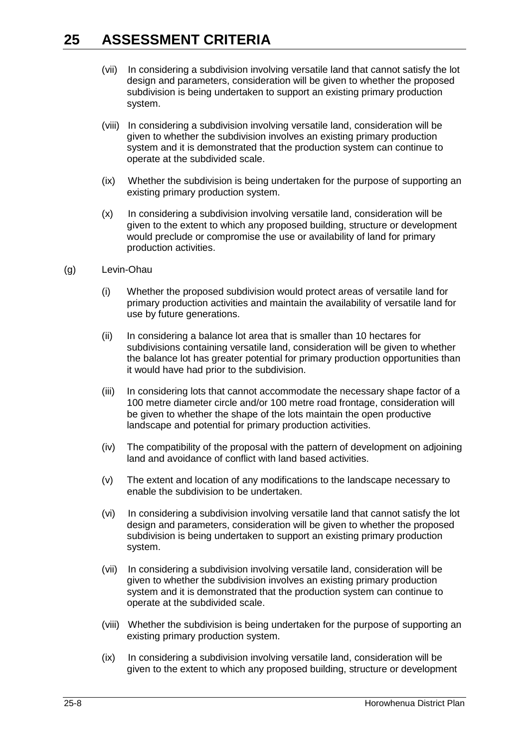# 25 ASSESSMENT CRITERIA

(vii) In considering a subdivision involving versatile land that cannot satisfy the lot design and parameters, consideration will be given to whether the proposed subdivision is being undertaken to support an existing primary production system.

(viii) In considering a subdivision involving versatile land, consideration will be given to whether the subdivision involves an existing primary production system and it is demonstrated that the production system can continue to operate at the subdivided scale.

(ix) Whether the subdivision is being undertaken for the purpose of supporting an existing primary production system.

(x) In considering a subdivision involving versatile land, consideration will be given to the extent to which any proposed building, structure or development would preclude or compromise the use or availability of land for primary production activities.

(g) Levin-Ohau

(i) Whether the proposed subdivision would protect areas of versatile land for primary production activities and maintain the availability of versatile land for use by future generations.

(ii) In considering a balance lot area that is smaller than 10 hectares for subdivisions containing versatile land, consideration will be given to whether the balance lot has greater potential for primary production opportunities than it would have had prior to the subdivision.

(iii) In considering lots that cannot accommodate the necessary shape factor of a 100 metre diameter circle and/or 100 metre road frontage, consideration will be given to whether the shape of the lots maintain the open productive landscape and potential for primary production activities.

(iv) The compatibility of the proposal with the pattern of development on adjoining land and avoidance of conflict with land based activities.

(v) The extent and location of any modifications to the landscape necessary to enable the subdivision to be undertaken.

(vi) In considering a subdivision involving versatile land that cannot satisfy the lot design and parameters, consideration will be given to whether the proposed subdivision is being undertaken to support an existing primary production system.

(vii) In considering a subdivision involving versatile land, consideration will be given to whether the subdivision involves an existing primary production system and it is demonstrated that the production system can continue to operate at the subdivided scale.

(viii) Whether the subdivision is being undertaken for the purpose of supporting an existing primary production system.

(ix) In considering a subdivision involving versatile land, consideration will be given to the extent to which any proposed building, structure or development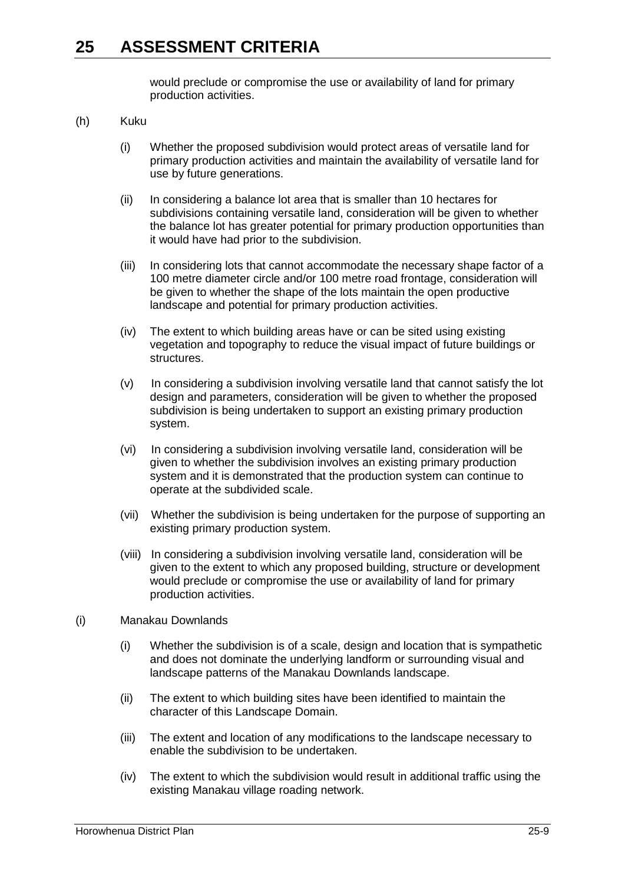would preclude or compromise the use or availability of land for primary production activities.

(h) Kuku

(i) Whether the proposed subdivision would protect areas of versatile land for primary production activities and maintain the availability of versatile land for use by future generations.

(ii) In considering a balance lot area that is smaller than 10 hectares for subdivisions containing versatile land, consideration will be given to whether the balance lot has greater potential for primary production opportunities than it would have had prior to the subdivision.

(iii) In considering lots that cannot accommodate the necessary shape factor of a 100 metre diameter circle and/or 100 metre road frontage, consideration will be given to whether the shape of the lots maintain the open productive landscape and potential for primary production activities.

(iv) The extent to which building areas have or can be sited using existing vegetation and topography to reduce the visual impact of future buildings or structures.

(v) In considering a subdivision involving versatile land that cannot satisfy the lot design and parameters, consideration will be given to whether the proposed subdivision is being undertaken to support an existing primary production system.

(vi) In considering a subdivision involving versatile land, consideration will be given to whether the subdivision involves an existing primary production system and it is demonstrated that the production system can continue to operate at the subdivided scale.

(vii) Whether the subdivision is being undertaken for the purpose of supporting an existing primary production system.

(viii) In considering a subdivision involving versatile land, consideration will be given to the extent to which any proposed building, structure or development would preclude or compromise the use or availability of land for primary production activities.

(i) Manakau Downlands

(i) Whether the subdivision is of a scale, design and location that is sympathetic and does not dominate the underlying landform or surrounding visual and landscape patterns of the Manakau Downlands landscape.

(ii) The extent to which building sites have been identified to maintain the character of this Landscape Domain.

(iii) The extent and location of any modifications to the landscape necessary to enable the subdivision to be undertaken.

(iv) The extent to which the subdivision would result in additional traffic using the existing Manakau village roading network.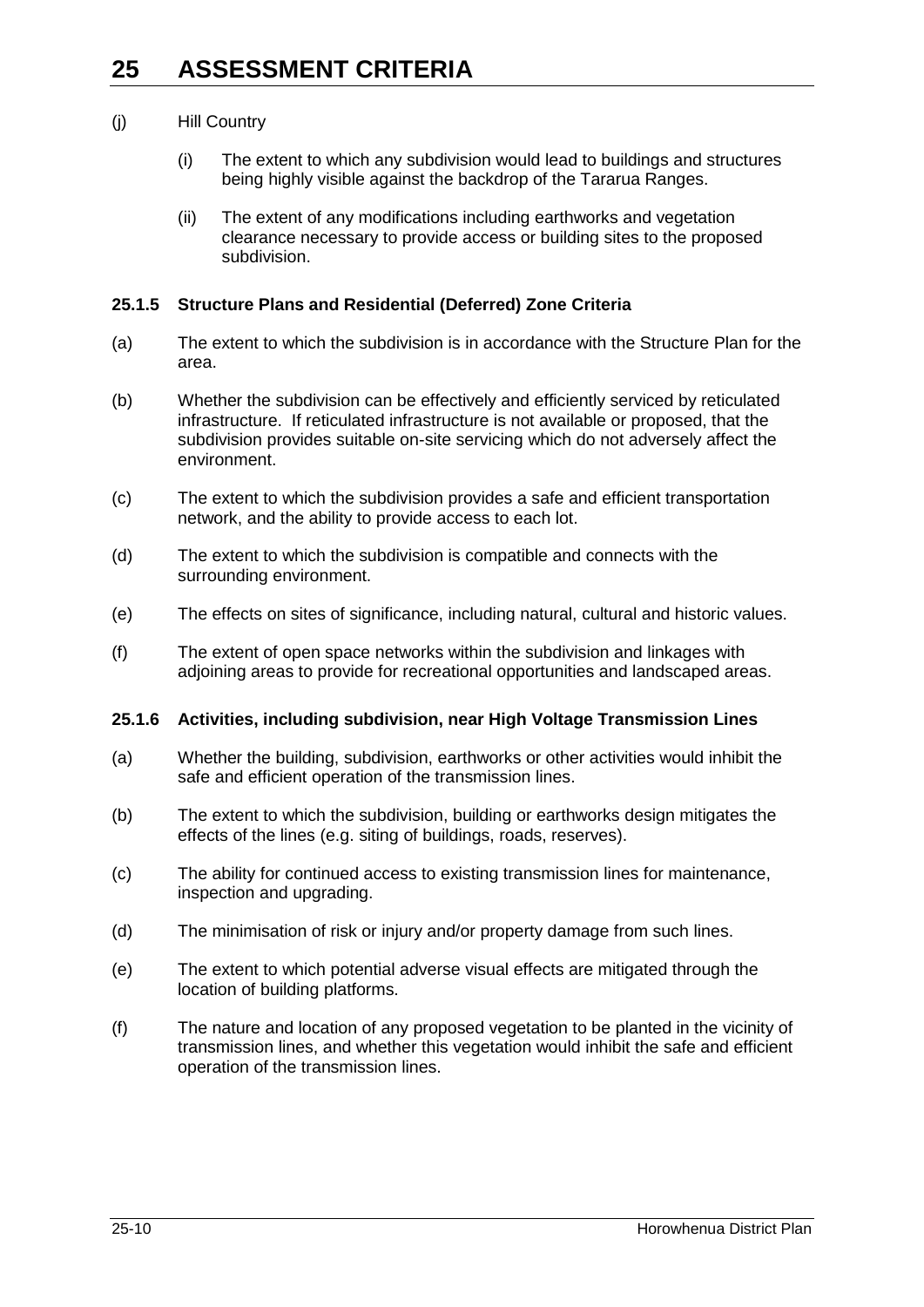(j) Hill Country

(i) The extent to which any subdivision would lead to buildings and structures being highly visible against the backdrop of the Tararua Ranges.

(ii) The extent of any modifications including earthworks and vegetation clearance necessary to provide access or building sites to the proposed subdivision.

### 25.1.5 Structure Plans and Residential (Deferred) Zone Criteria

(a) The extent to which the subdivision is in accordance with the Structure Plan for the area.

(b) Whether the subdivision can be effectively and efficiently serviced by reticulated infrastructure. If reticulated infrastructure is not available or proposed, that the subdivision provides suitable on-site servicing which do not adversely affect the environment.

(c) The extent to which the subdivision provides a safe and efficient transportation network, and the ability to provide access to each lot.

(d) The extent to which the subdivision is compatible and connects with the surrounding environment.

(e) The effects on sites of significance, including natural, cultural and historic values.

(f) The extent of open space networks within the subdivision and linkages with adjoining areas to provide for recreational opportunities and landscaped areas.

### 25.1.6 Activities, including subdivision, near High Voltage Transmission Lines

(a) Whether the building, subdivision, earthworks or other activities would inhibit the safe and efficient operation of the transmission lines.

(b) The extent to which the subdivision, building or earthworks design mitigates the effects of the lines (e.g. siting of buildings, roads, reserves).

(c) The ability for continued access to existing transmission lines for maintenance, inspection and upgrading.

(d) The minimisation of risk or injury and/or property damage from such lines.

(e) The extent to which potential adverse visual effects are mitigated through the location of building platforms.

(f) The nature and location of any proposed vegetation to be planted in the vicinity of transmission lines, and whether this vegetation would inhibit the safe and efficient operation of the transmission lines.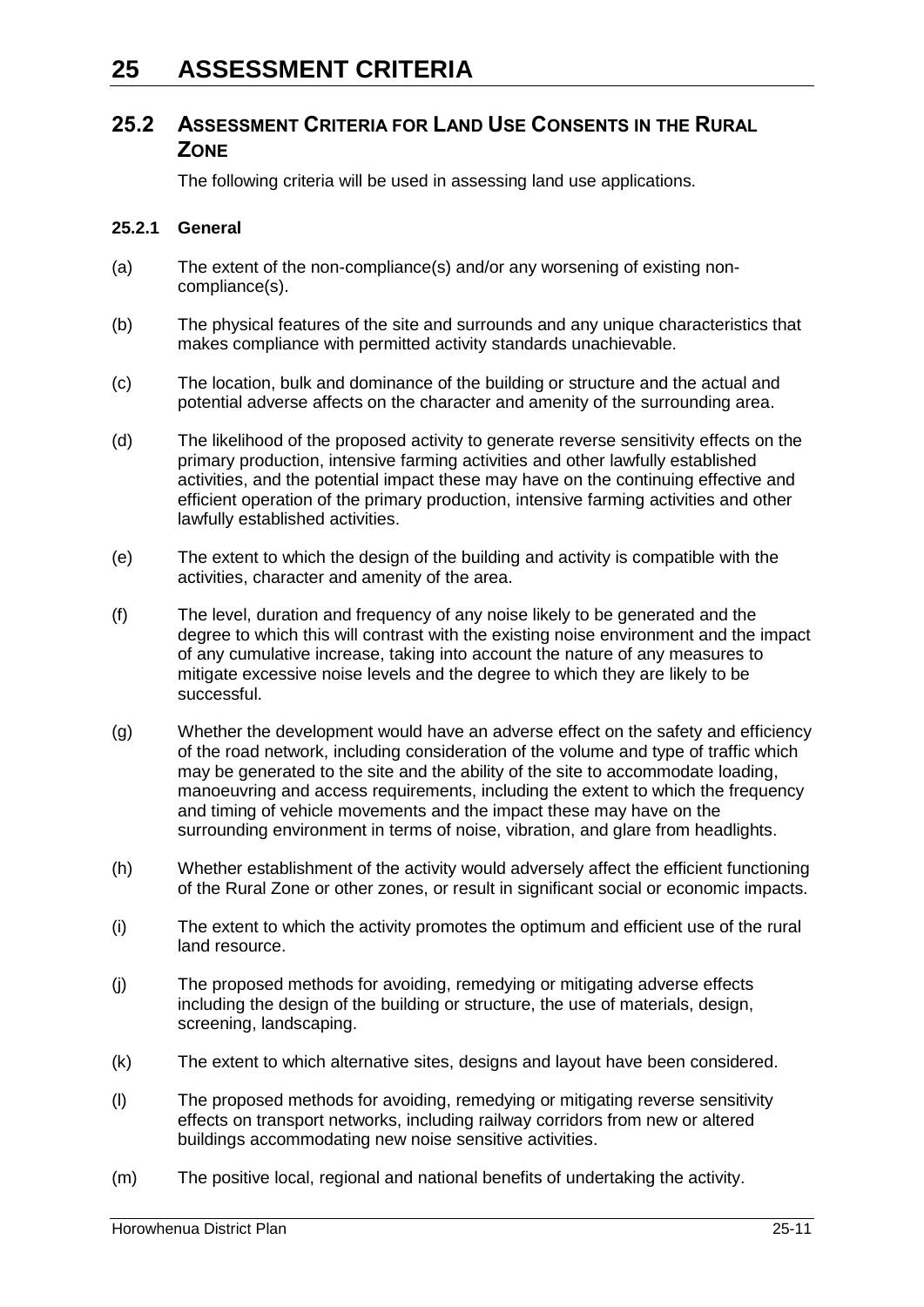# 25 ASSESSMENT CRITERIA

## 25.2 ASSESSMENT CRITERIA FOR LAND USE CONSENTS IN THE RURAL ZONE

The following criteria will be used in assessing land use applications.

### 25.2.1 General

(a) The extent of the non-compliance(s) and/or any worsening of existing non-compliance(s).

(b) The physical features of the site and surrounds and any unique characteristics that makes compliance with permitted activity standards unachievable.

(c) The location, bulk and dominance of the building or structure and the actual and potential adverse affects on the character and amenity of the surrounding area.

(d) The likelihood of the proposed activity to generate reverse sensitivity effects on the primary production, intensive farming activities and other lawfully established activities, and the potential impact these may have on the continuing effective and efficient operation of the primary production, intensive farming activities and other lawfully established activities.

(e) The extent to which the design of the building and activity is compatible with the activities, character and amenity of the area.

(f) The level, duration and frequency of any noise likely to be generated and the degree to which this will contrast with the existing noise environment and the impact of any cumulative increase, taking into account the nature of any measures to mitigate excessive noise levels and the degree to which they are likely to be successful.

(g) Whether the development would have an adverse effect on the safety and efficiency of the road network, including consideration of the volume and type of traffic which may be generated to the site and the ability of the site to accommodate loading, manoeuvring and access requirements, including the extent to which the frequency and timing of vehicle movements and the impact these may have on the surrounding environment in terms of noise, vibration, and glare from headlights.

(h) Whether establishment of the activity would adversely affect the efficient functioning of the Rural Zone or other zones, or result in significant social or economic impacts.

(i) The extent to which the activity promotes the optimum and efficient use of the rural land resource.

(j) The proposed methods for avoiding, remedying or mitigating adverse effects including the design of the building or structure, the use of materials, design, screening, landscaping.

(k) The extent to which alternative sites, designs and layout have been considered.

(l) The proposed methods for avoiding, remedying or mitigating reverse sensitivity effects on transport networks, including railway corridors from new or altered buildings accommodating new noise sensitive activities.

(m) The positive local, regional and national benefits of undertaking the activity.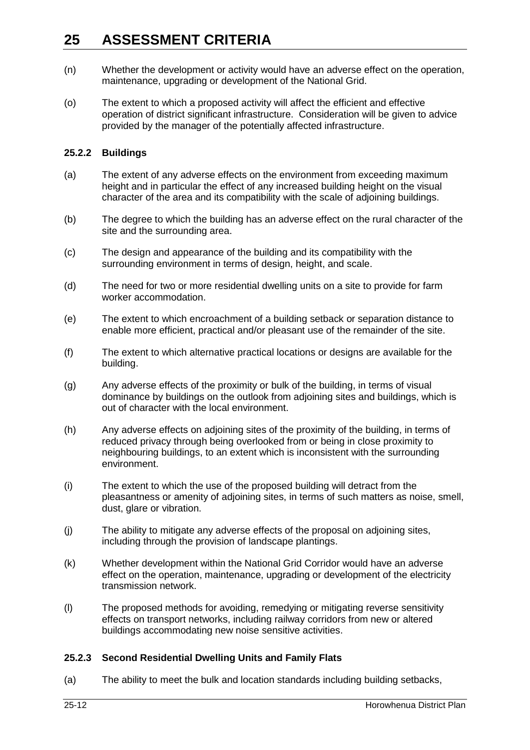(n) Whether the development or activity would have an adverse effect on the operation, maintenance, upgrading or development of the National Grid.

(o) The extent to which a proposed activity will affect the efficient and effective operation of district significant infrastructure. Consideration will be given to advice provided by the manager of the potentially affected infrastructure.

### 25.2.2 Buildings

(a) The extent of any adverse effects on the environment from exceeding maximum height and in particular the effect of any increased building height on the visual character of the area and its compatibility with the scale of adjoining buildings.

(b) The degree to which the building has an adverse effect on the rural character of the site and the surrounding area.

(c) The design and appearance of the building and its compatibility with the surrounding environment in terms of design, height, and scale.

(d) The need for two or more residential dwelling units on a site to provide for farm worker accommodation.

(e) The extent to which encroachment of a building setback or separation distance to enable more efficient, practical and/or pleasant use of the remainder of the site.

(f) The extent to which alternative practical locations or designs are available for the building.

(g) Any adverse effects of the proximity or bulk of the building, in terms of visual dominance by buildings on the outlook from adjoining sites and buildings, which is out of character with the local environment.

(h) Any adverse effects on adjoining sites of the proximity of the building, in terms of reduced privacy through being overlooked from or being in close proximity to neighbouring buildings, to an extent which is inconsistent with the surrounding environment.

(i) The extent to which the use of the proposed building will detract from the pleasantness or amenity of adjoining sites, in terms of such matters as noise, smell, dust, glare or vibration.

(j) The ability to mitigate any adverse effects of the proposal on adjoining sites, including through the provision of landscape plantings.

(k) Whether development within the National Grid Corridor would have an adverse effect on the operation, maintenance, upgrading or development of the electricity transmission network.

(l) The proposed methods for avoiding, remedying or mitigating reverse sensitivity effects on transport networks, including railway corridors from new or altered buildings accommodating new noise sensitive activities.

### 25.2.3 Second Residential Dwelling Units and Family Flats

(a) The ability to meet the bulk and location standards including building setbacks,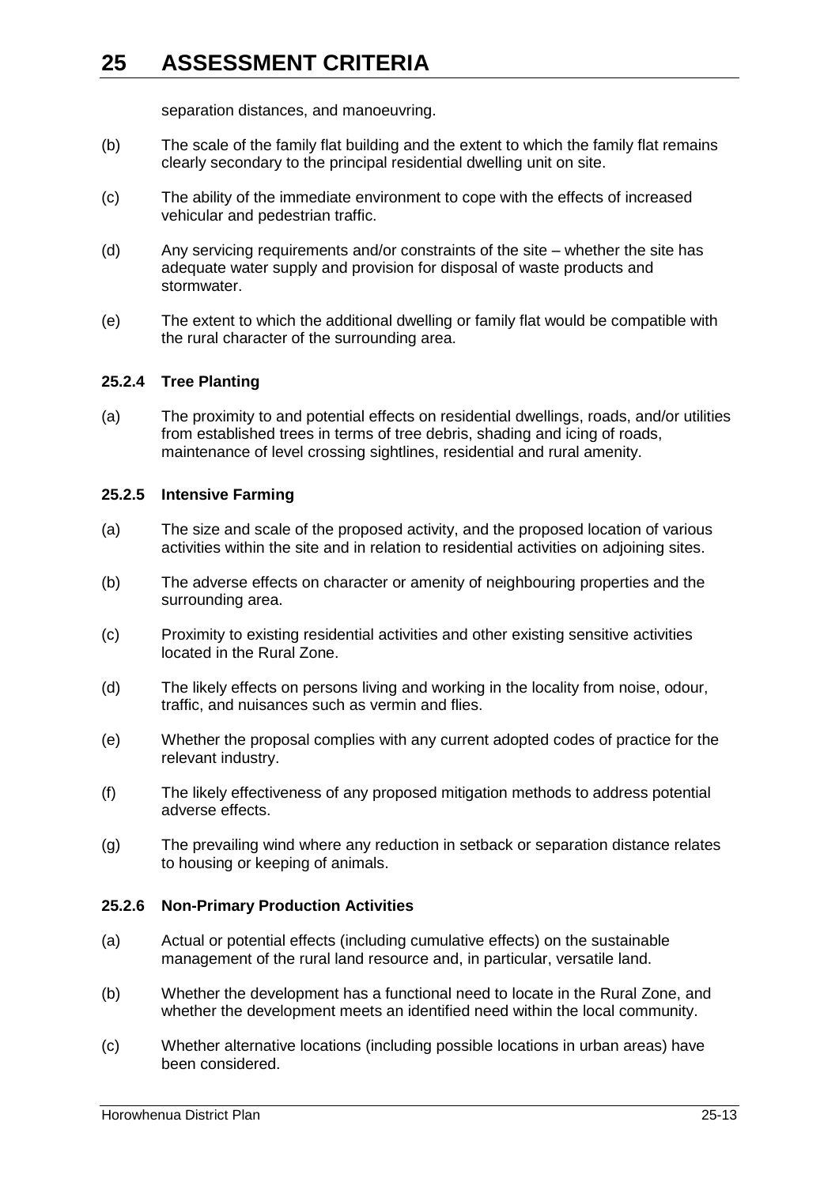separation distances, and manoeuvring.

(b) The scale of the family flat building and the extent to which the family flat remains clearly secondary to the principal residential dwelling unit on site.

(c) The ability of the immediate environment to cope with the effects of increased vehicular and pedestrian traffic.

(d) Any servicing requirements and/or constraints of the site – whether the site has adequate water supply and provision for disposal of waste products and stormwater.

(e) The extent to which the additional dwelling or family flat would be compatible with the rural character of the surrounding area.

### 25.2.4 Tree Planting

(a) The proximity to and potential effects on residential dwellings, roads, and/or utilities from established trees in terms of tree debris, shading and icing of roads, maintenance of level crossing sightlines, residential and rural amenity.

### 25.2.5 Intensive Farming

(a) The size and scale of the proposed activity, and the proposed location of various activities within the site and in relation to residential activities on adjoining sites.

(b) The adverse effects on character or amenity of neighbouring properties and the surrounding area.

(c) Proximity to existing residential activities and other existing sensitive activities located in the Rural Zone.

(d) The likely effects on persons living and working in the locality from noise, odour, traffic, and nuisances such as vermin and flies.

(e) Whether the proposal complies with any current adopted codes of practice for the relevant industry.

(f) The likely effectiveness of any proposed mitigation methods to address potential adverse effects.

(g) The prevailing wind where any reduction in setback or separation distance relates to housing or keeping of animals.

### 25.2.6 Non-Primary Production Activities

(a) Actual or potential effects (including cumulative effects) on the sustainable management of the rural land resource and, in particular, versatile land.

(b) Whether the development has a functional need to locate in the Rural Zone, and whether the development meets an identified need within the local community.

(c) Whether alternative locations (including possible locations in urban areas) have been considered.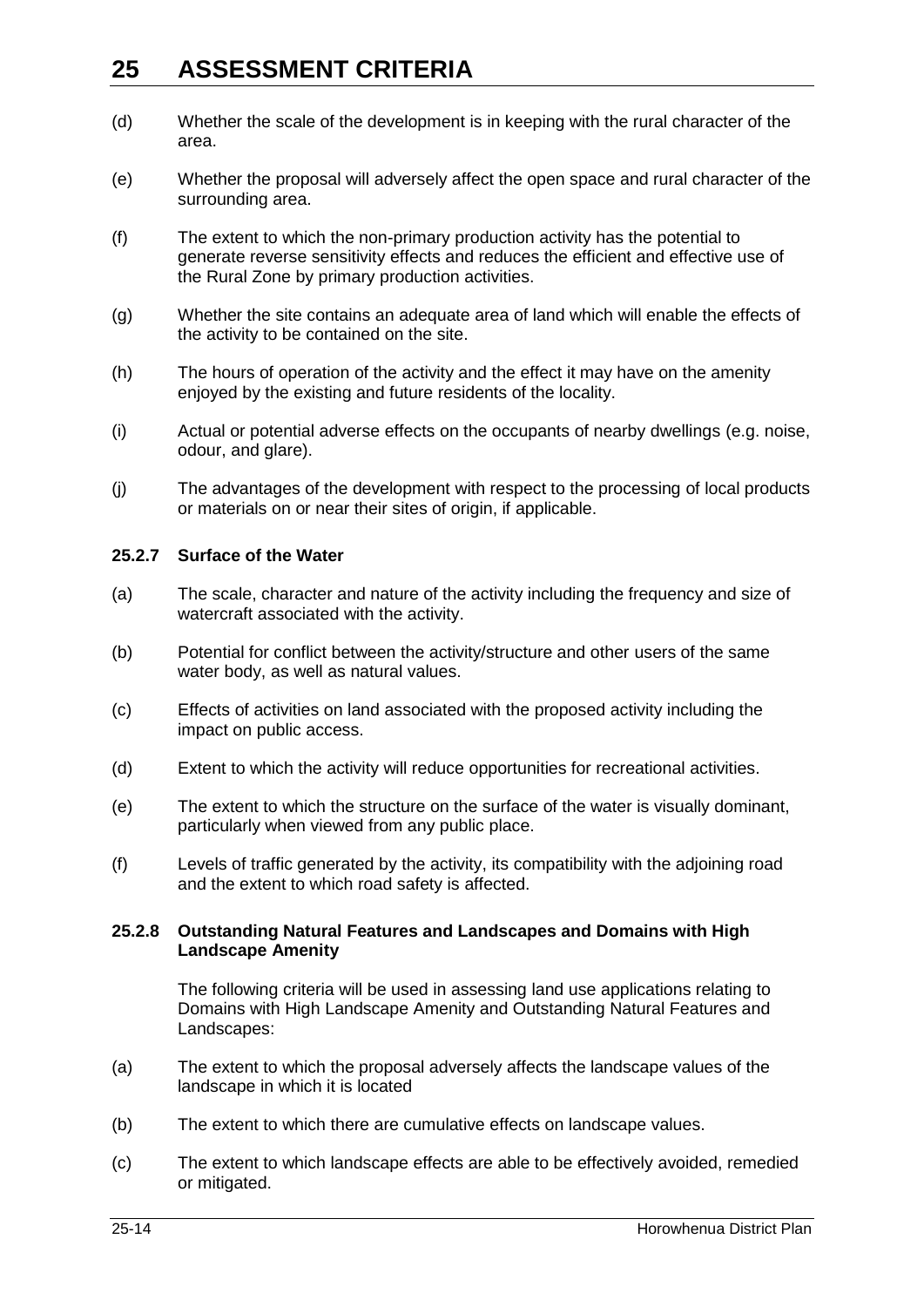(d) Whether the scale of the development is in keeping with the rural character of the area.

(e) Whether the proposal will adversely affect the open space and rural character of the surrounding area.

(f) The extent to which the non-primary production activity has the potential to generate reverse sensitivity effects and reduces the efficient and effective use of the Rural Zone by primary production activities.

(g) Whether the site contains an adequate area of land which will enable the effects of the activity to be contained on the site.

(h) The hours of operation of the activity and the effect it may have on the amenity enjoyed by the existing and future residents of the locality.

(i) Actual or potential adverse effects on the occupants of nearby dwellings (e.g. noise, odour, and glare).

(j) The advantages of the development with respect to the processing of local products or materials on or near their sites of origin, if applicable.

### 25.2.7 Surface of the Water

(a) The scale, character and nature of the activity including the frequency and size of watercraft associated with the activity.

(b) Potential for conflict between the activity/structure and other users of the same water body, as well as natural values.

(c) Effects of activities on land associated with the proposed activity including the impact on public access.

(d) Extent to which the activity will reduce opportunities for recreational activities.

(e) The extent to which the structure on the surface of the water is visually dominant, particularly when viewed from any public place.

(f) Levels of traffic generated by the activity, its compatibility with the adjoining road and the extent to which road safety is affected.

### 25.2.8 Outstanding Natural Features and Landscapes and Domains with High Landscape Amenity

The following criteria will be used in assessing land use applications relating to Domains with High Landscape Amenity and Outstanding Natural Features and Landscapes:

(a) The extent to which the proposal adversely affects the landscape values of the landscape in which it is located

(b) The extent to which there are cumulative effects on landscape values.

(c) The extent to which landscape effects are able to be effectively avoided, remedied or mitigated.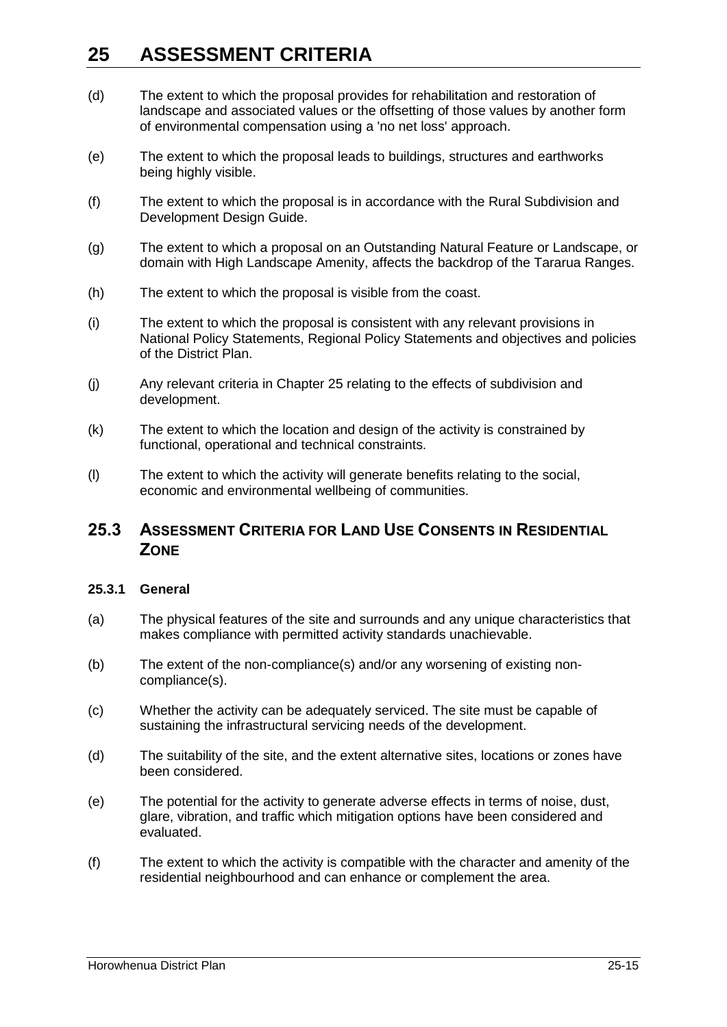(d) The extent to which the proposal provides for rehabilitation and restoration of landscape and associated values or the offsetting of those values by another form of environmental compensation using a 'no net loss' approach.

(e) The extent to which the proposal leads to buildings, structures and earthworks being highly visible.

(f) The extent to which the proposal is in accordance with the Rural Subdivision and Development Design Guide.

(g) The extent to which a proposal on an Outstanding Natural Feature or Landscape, or domain with High Landscape Amenity, affects the backdrop of the Tararua Ranges.

(h) The extent to which the proposal is visible from the coast.

(i) The extent to which the proposal is consistent with any relevant provisions in National Policy Statements, Regional Policy Statements and objectives and policies of the District Plan.

(j) Any relevant criteria in Chapter 25 relating to the effects of subdivision and development.

(k) The extent to which the location and design of the activity is constrained by functional, operational and technical constraints.

(l) The extent to which the activity will generate benefits relating to the social, economic and environmental wellbeing of communities.

## 25.3 Assessment Criteria for Land Use Consents in Residential Zone

### 25.3.1 General

(a) The physical features of the site and surrounds and any unique characteristics that makes compliance with permitted activity standards unachievable.

(b) The extent of the non-compliance(s) and/or any worsening of existing non-compliance(s).

(c) Whether the activity can be adequately serviced. The site must be capable of sustaining the infrastructural servicing needs of the development.

(d) The suitability of the site, and the extent alternative sites, locations or zones have been considered.

(e) The potential for the activity to generate adverse effects in terms of noise, dust, glare, vibration, and traffic which mitigation options have been considered and evaluated.

(f) The extent to which the activity is compatible with the character and amenity of the residential neighbourhood and can enhance or complement the area.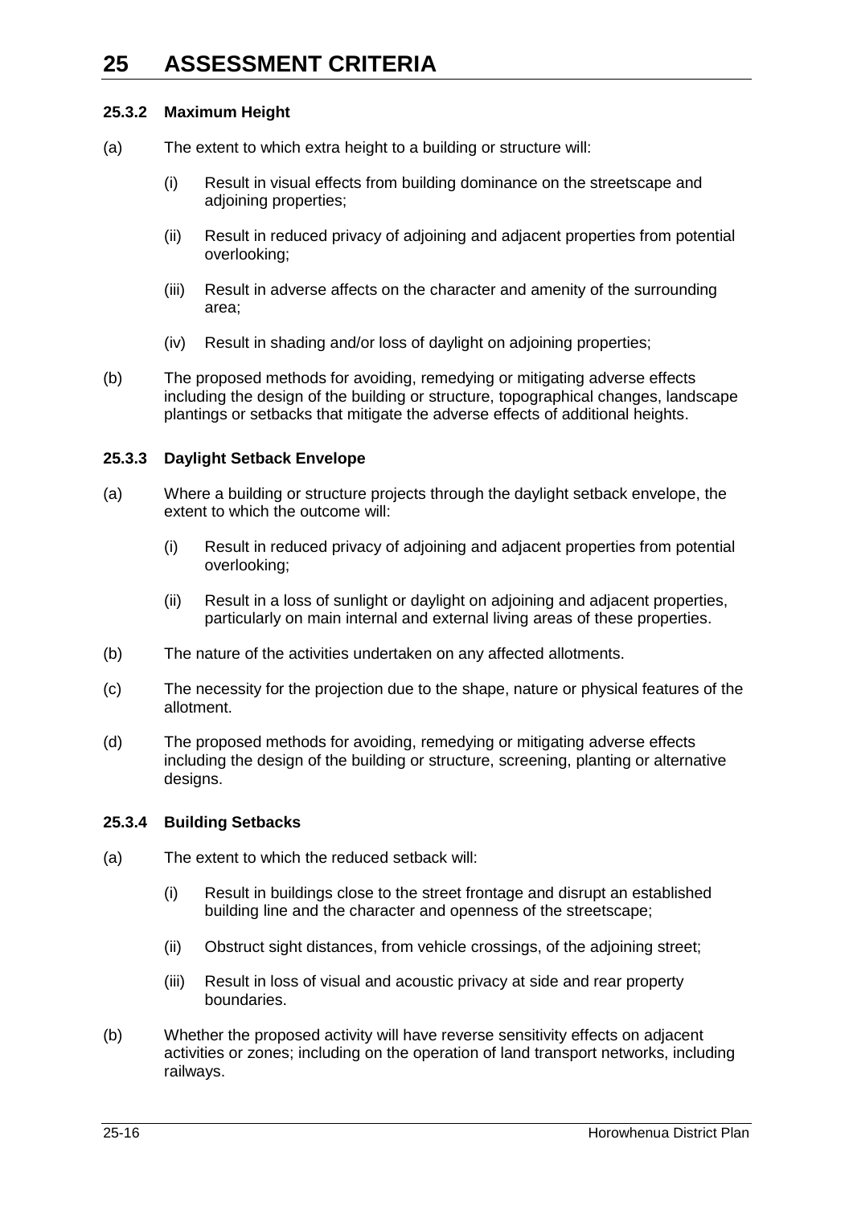# 25 ASSESSMENT CRITERIA

### 25.3.2 Maximum Height

(a) The extent to which extra height to a building or structure will:

  (i) Result in visual effects from building dominance on the streetscape and adjoining properties;

  (ii) Result in reduced privacy of adjoining and adjacent properties from potential overlooking;

  (iii) Result in adverse affects on the character and amenity of the surrounding area;

  (iv) Result in shading and/or loss of daylight on adjoining properties;

(b) The proposed methods for avoiding, remedying or mitigating adverse effects including the design of the building or structure, topographical changes, landscape plantings or setbacks that mitigate the adverse effects of additional heights.

### 25.3.3 Daylight Setback Envelope

(a) Where a building or structure projects through the daylight setback envelope, the extent to which the outcome will:

  (i) Result in reduced privacy of adjoining and adjacent properties from potential overlooking;

  (ii) Result in a loss of sunlight or daylight on adjoining and adjacent properties, particularly on main internal and external living areas of these properties.

(b) The nature of the activities undertaken on any affected allotments.

(c) The necessity for the projection due to the shape, nature or physical features of the allotment.

(d) The proposed methods for avoiding, remedying or mitigating adverse effects including the design of the building or structure, screening, planting or alternative designs.

### 25.3.4 Building Setbacks

(a) The extent to which the reduced setback will:

  (i) Result in buildings close to the street frontage and disrupt an established building line and the character and openness of the streetscape;

  (ii) Obstruct sight distances, from vehicle crossings, of the adjoining street;

  (iii) Result in loss of visual and acoustic privacy at side and rear property boundaries.

(b) Whether the proposed activity will have reverse sensitivity effects on adjacent activities or zones; including on the operation of land transport networks, including railways.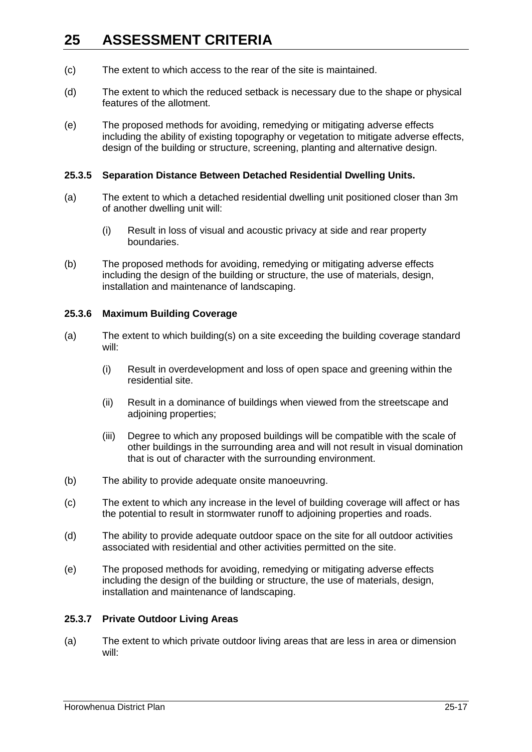(c) The extent to which access to the rear of the site is maintained.

(d) The extent to which the reduced setback is necessary due to the shape or physical features of the allotment.

(e) The proposed methods for avoiding, remedying or mitigating adverse effects including the ability of existing topography or vegetation to mitigate adverse effects, design of the building or structure, screening, planting and alternative design.

### 25.3.5 Separation Distance Between Detached Residential Dwelling Units.

(a) The extent to which a detached residential dwelling unit positioned closer than 3m of another dwelling unit will:

  (i) Result in loss of visual and acoustic privacy at side and rear property boundaries.

(b) The proposed methods for avoiding, remedying or mitigating adverse effects including the design of the building or structure, the use of materials, design, installation and maintenance of landscaping.

### 25.3.6 Maximum Building Coverage

(a) The extent to which building(s) on a site exceeding the building coverage standard will:

  (i) Result in overdevelopment and loss of open space and greening within the residential site.

  (ii) Result in a dominance of buildings when viewed from the streetscape and adjoining properties;

  (iii) Degree to which any proposed buildings will be compatible with the scale of other buildings in the surrounding area and will not result in visual domination that is out of character with the surrounding environment.

(b) The ability to provide adequate onsite manoeuvring.

(c) The extent to which any increase in the level of building coverage will affect or has the potential to result in stormwater runoff to adjoining properties and roads.

(d) The ability to provide adequate outdoor space on the site for all outdoor activities associated with residential and other activities permitted on the site.

(e) The proposed methods for avoiding, remedying or mitigating adverse effects including the design of the building or structure, the use of materials, design, installation and maintenance of landscaping.

### 25.3.7 Private Outdoor Living Areas

(a) The extent to which private outdoor living areas that are less in area or dimension will: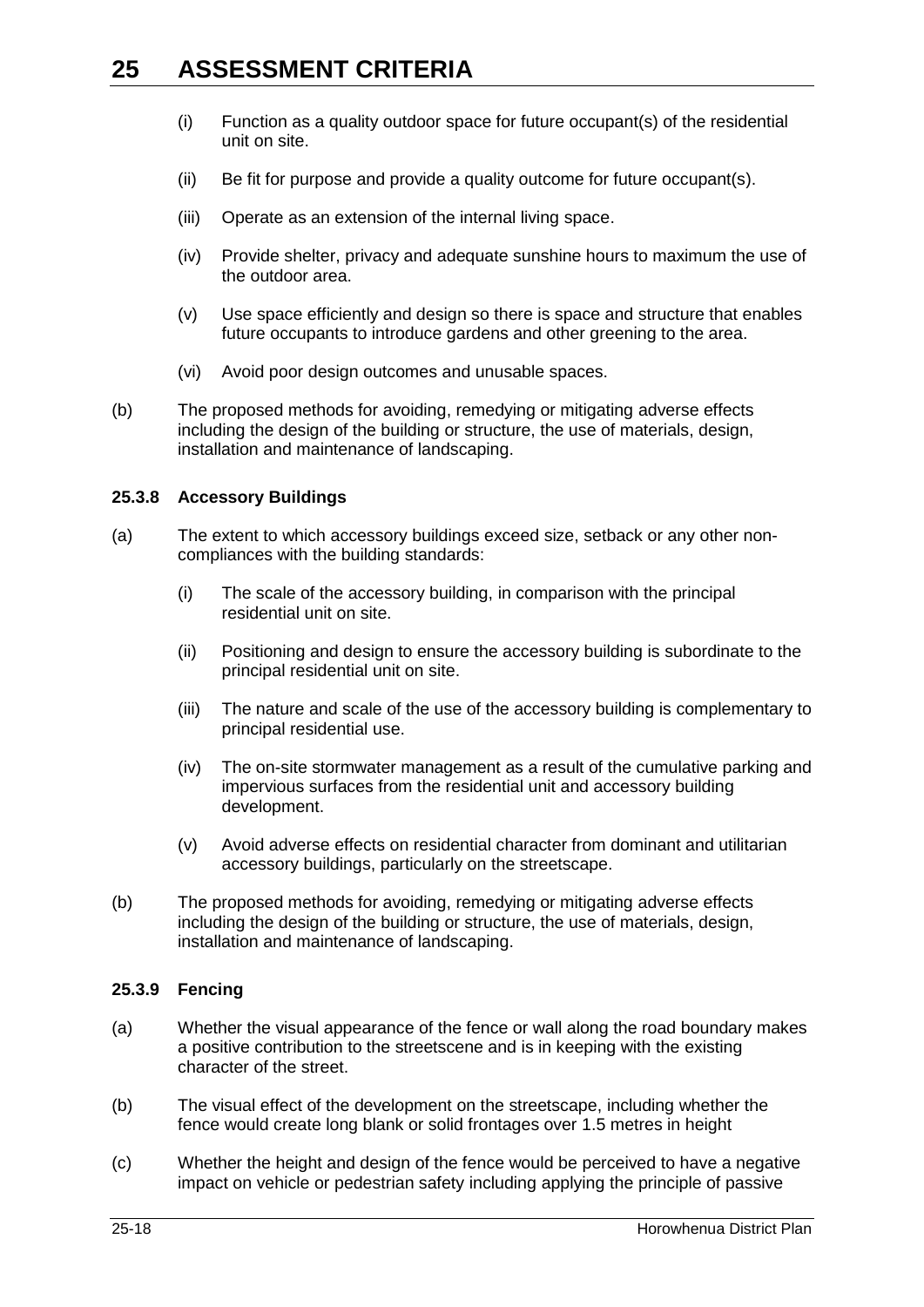(i) Function as a quality outdoor space for future occupant(s) of the residential unit on site.

(ii) Be fit for purpose and provide a quality outcome for future occupant(s).

(iii) Operate as an extension of the internal living space.

(iv) Provide shelter, privacy and adequate sunshine hours to maximum the use of the outdoor area.

(v) Use space efficiently and design so there is space and structure that enables future occupants to introduce gardens and other greening to the area.

(vi) Avoid poor design outcomes and unusable spaces.

(b) The proposed methods for avoiding, remedying or mitigating adverse effects including the design of the building or structure, the use of materials, design, installation and maintenance of landscaping.

### 25.3.8 Accessory Buildings

(a) The extent to which accessory buildings exceed size, setback or any other non-compliances with the building standards:

(i) The scale of the accessory building, in comparison with the principal residential unit on site.

(ii) Positioning and design to ensure the accessory building is subordinate to the principal residential unit on site.

(iii) The nature and scale of the use of the accessory building is complementary to principal residential use.

(iv) The on-site stormwater management as a result of the cumulative parking and impervious surfaces from the residential unit and accessory building development.

(v) Avoid adverse effects on residential character from dominant and utilitarian accessory buildings, particularly on the streetscape.

(b) The proposed methods for avoiding, remedying or mitigating adverse effects including the design of the building or structure, the use of materials, design, installation and maintenance of landscaping.

### 25.3.9 Fencing

(a) Whether the visual appearance of the fence or wall along the road boundary makes a positive contribution to the streetscene and is in keeping with the existing character of the street.

(b) The visual effect of the development on the streetscape, including whether the fence would create long blank or solid frontages over 1.5 metres in height

(c) Whether the height and design of the fence would be perceived to have a negative impact on vehicle or pedestrian safety including applying the principle of passive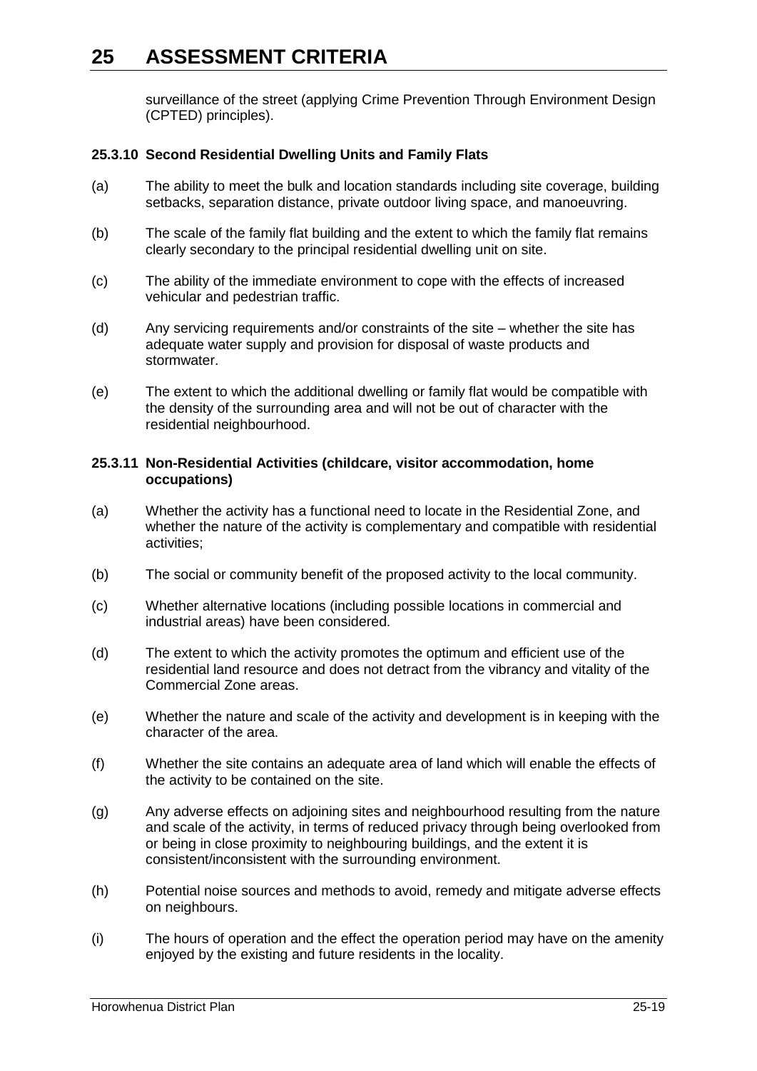surveillance of the street (applying Crime Prevention Through Environment Design (CPTED) principles).

### 25.3.10 Second Residential Dwelling Units and Family Flats

(a) The ability to meet the bulk and location standards including site coverage, building setbacks, separation distance, private outdoor living space, and manoeuvring.

(b) The scale of the family flat building and the extent to which the family flat remains clearly secondary to the principal residential dwelling unit on site.

(c) The ability of the immediate environment to cope with the effects of increased vehicular and pedestrian traffic.

(d) Any servicing requirements and/or constraints of the site – whether the site has adequate water supply and provision for disposal of waste products and stormwater.

(e) The extent to which the additional dwelling or family flat would be compatible with the density of the surrounding area and will not be out of character with the residential neighbourhood.

### 25.3.11 Non-Residential Activities (childcare, visitor accommodation, home occupations)

(a) Whether the activity has a functional need to locate in the Residential Zone, and whether the nature of the activity is complementary and compatible with residential activities;

(b) The social or community benefit of the proposed activity to the local community.

(c) Whether alternative locations (including possible locations in commercial and industrial areas) have been considered.

(d) The extent to which the activity promotes the optimum and efficient use of the residential land resource and does not detract from the vibrancy and vitality of the Commercial Zone areas.

(e) Whether the nature and scale of the activity and development is in keeping with the character of the area.

(f) Whether the site contains an adequate area of land which will enable the effects of the activity to be contained on the site.

(g) Any adverse effects on adjoining sites and neighbourhood resulting from the nature and scale of the activity, in terms of reduced privacy through being overlooked from or being in close proximity to neighbouring buildings, and the extent it is consistent/inconsistent with the surrounding environment.

(h) Potential noise sources and methods to avoid, remedy and mitigate adverse effects on neighbours.

(i) The hours of operation and the effect the operation period may have on the amenity enjoyed by the existing and future residents in the locality.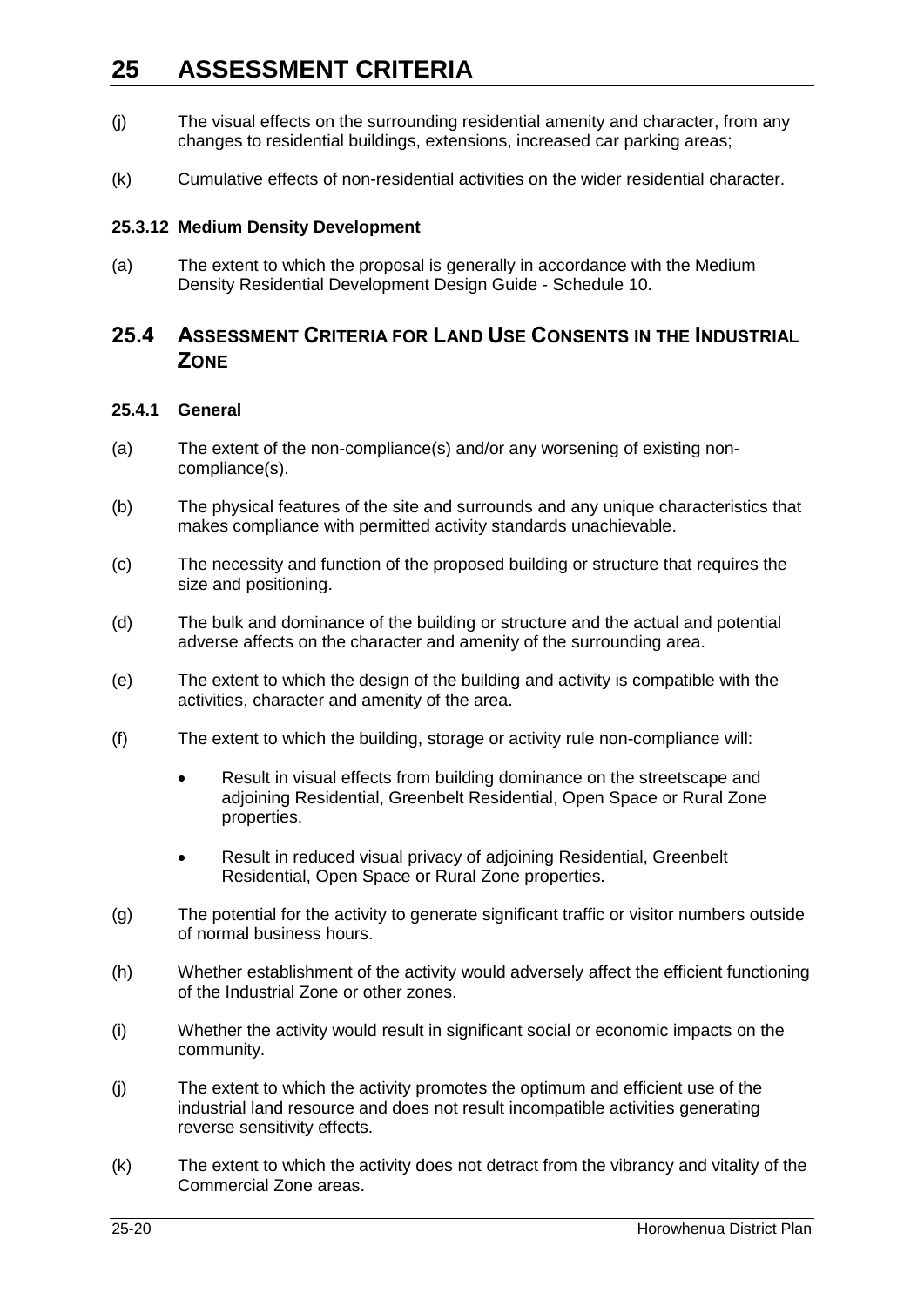(j) The visual effects on the surrounding residential amenity and character, from any changes to residential buildings, extensions, increased car parking areas;

(k) Cumulative effects of non-residential activities on the wider residential character.

#### 25.3.12 Medium Density Development

(a) The extent to which the proposal is generally in accordance with the Medium Density Residential Development Design Guide - Schedule 10.

## 25.4 Assessment Criteria for Land Use Consents in the Industrial Zone

#### 25.4.1 General

(a) The extent of the non-compliance(s) and/or any worsening of existing non-compliance(s).

(b) The physical features of the site and surrounds and any unique characteristics that makes compliance with permitted activity standards unachievable.

(c) The necessity and function of the proposed building or structure that requires the size and positioning.

(d) The bulk and dominance of the building or structure and the actual and potential adverse affects on the character and amenity of the surrounding area.

(e) The extent to which the design of the building and activity is compatible with the activities, character and amenity of the area.

(f) The extent to which the building, storage or activity rule non-compliance will:

- Result in visual effects from building dominance on the streetscape and adjoining Residential, Greenbelt Residential, Open Space or Rural Zone properties.
- Result in reduced visual privacy of adjoining Residential, Greenbelt Residential, Open Space or Rural Zone properties.

(g) The potential for the activity to generate significant traffic or visitor numbers outside of normal business hours.

(h) Whether establishment of the activity would adversely affect the efficient functioning of the Industrial Zone or other zones.

(i) Whether the activity would result in significant social or economic impacts on the community.

(j) The extent to which the activity promotes the optimum and efficient use of the industrial land resource and does not result incompatible activities generating reverse sensitivity effects.

(k) The extent to which the activity does not detract from the vibrancy and vitality of the Commercial Zone areas.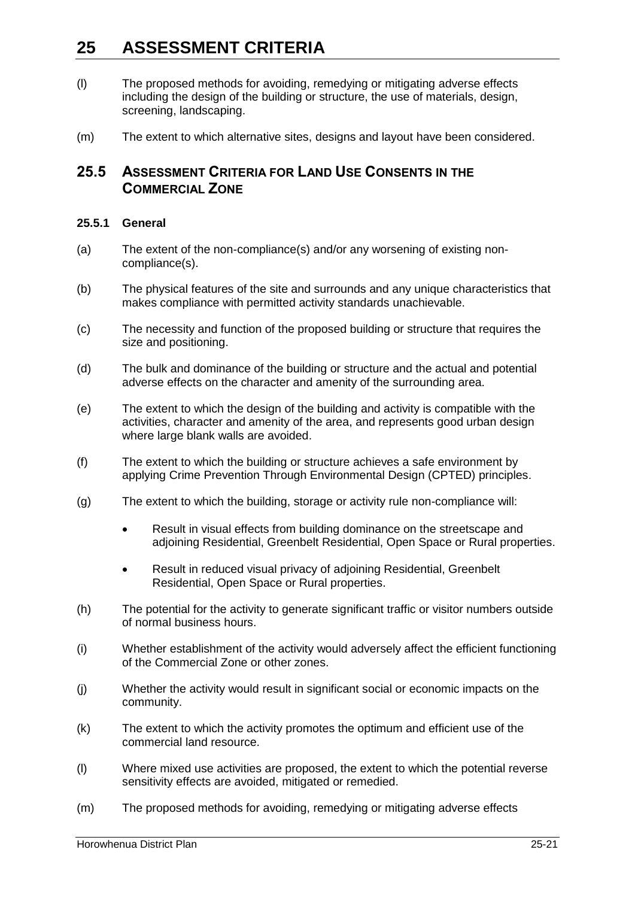(l) The proposed methods for avoiding, remedying or mitigating adverse effects including the design of the building or structure, the use of materials, design, screening, landscaping.

(m) The extent to which alternative sites, designs and layout have been considered.

## 25.5 Assessment Criteria for Land Use Consents in the Commercial Zone

### 25.5.1 General

(a) The extent of the non-compliance(s) and/or any worsening of existing non-compliance(s).

(b) The physical features of the site and surrounds and any unique characteristics that makes compliance with permitted activity standards unachievable.

(c) The necessity and function of the proposed building or structure that requires the size and positioning.

(d) The bulk and dominance of the building or structure and the actual and potential adverse effects on the character and amenity of the surrounding area.

(e) The extent to which the design of the building and activity is compatible with the activities, character and amenity of the area, and represents good urban design where large blank walls are avoided.

(f) The extent to which the building or structure achieves a safe environment by applying Crime Prevention Through Environmental Design (CPTED) principles.

(g) The extent to which the building, storage or activity rule non-compliance will:

- Result in visual effects from building dominance on the streetscape and adjoining Residential, Greenbelt Residential, Open Space or Rural properties.
- Result in reduced visual privacy of adjoining Residential, Greenbelt Residential, Open Space or Rural properties.

(h) The potential for the activity to generate significant traffic or visitor numbers outside of normal business hours.

(i) Whether establishment of the activity would adversely affect the efficient functioning of the Commercial Zone or other zones.

(j) Whether the activity would result in significant social or economic impacts on the community.

(k) The extent to which the activity promotes the optimum and efficient use of the commercial land resource.

(l) Where mixed use activities are proposed, the extent to which the potential reverse sensitivity effects are avoided, mitigated or remedied.

(m) The proposed methods for avoiding, remedying or mitigating adverse effects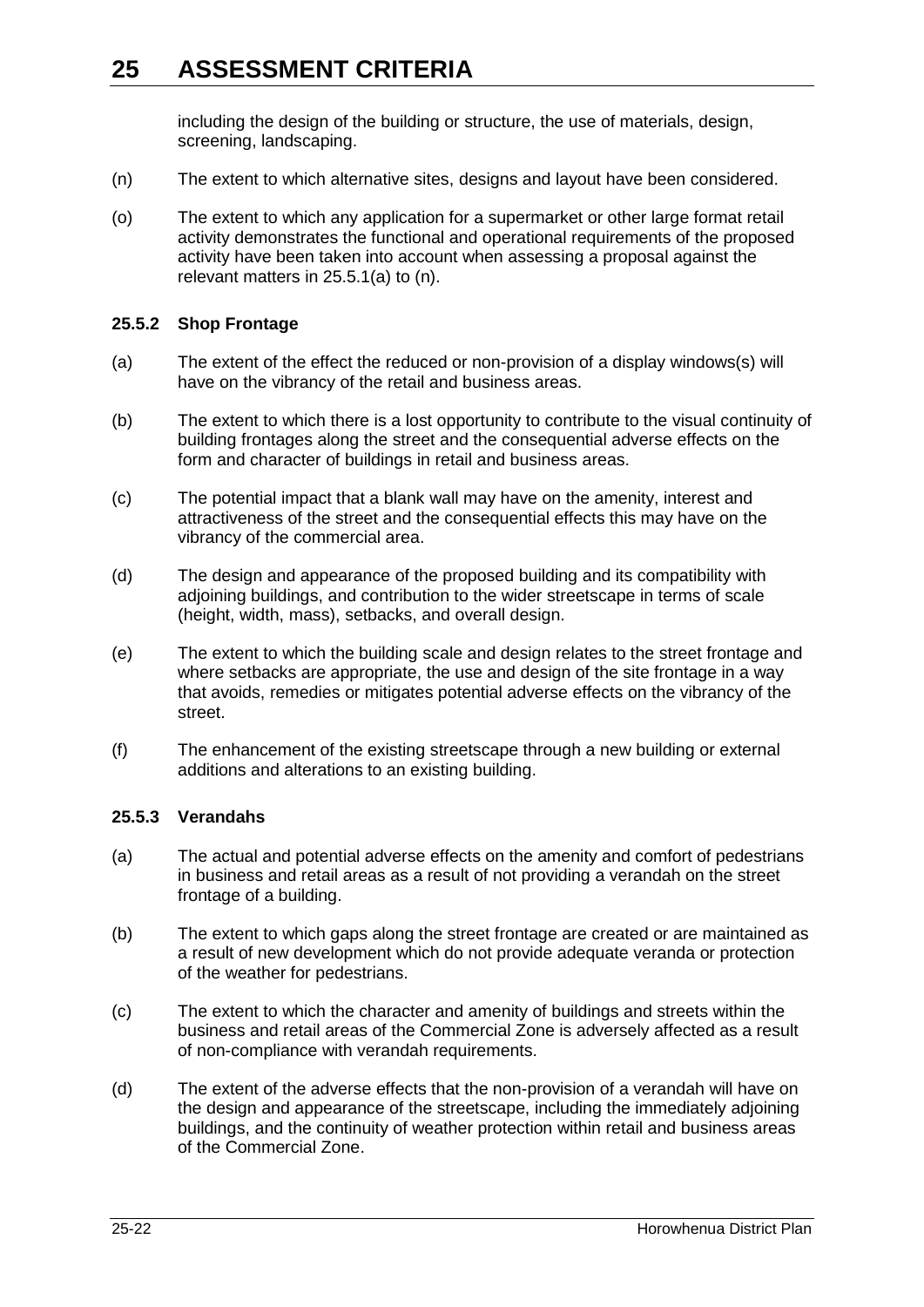including the design of the building or structure, the use of materials, design, screening, landscaping.

(n) The extent to which alternative sites, designs and layout have been considered.

(o) The extent to which any application for a supermarket or other large format retail activity demonstrates the functional and operational requirements of the proposed activity have been taken into account when assessing a proposal against the relevant matters in 25.5.1(a) to (n).

### 25.5.2 Shop Frontage

(a) The extent of the effect the reduced or non-provision of a display windows(s) will have on the vibrancy of the retail and business areas.

(b) The extent to which there is a lost opportunity to contribute to the visual continuity of building frontages along the street and the consequential adverse effects on the form and character of buildings in retail and business areas.

(c) The potential impact that a blank wall may have on the amenity, interest and attractiveness of the street and the consequential effects this may have on the vibrancy of the commercial area.

(d) The design and appearance of the proposed building and its compatibility with adjoining buildings, and contribution to the wider streetscape in terms of scale (height, width, mass), setbacks, and overall design.

(e) The extent to which the building scale and design relates to the street frontage and where setbacks are appropriate, the use and design of the site frontage in a way that avoids, remedies or mitigates potential adverse effects on the vibrancy of the street.

(f) The enhancement of the existing streetscape through a new building or external additions and alterations to an existing building.

### 25.5.3 Verandahs

(a) The actual and potential adverse effects on the amenity and comfort of pedestrians in business and retail areas as a result of not providing a verandah on the street frontage of a building.

(b) The extent to which gaps along the street frontage are created or are maintained as a result of new development which do not provide adequate veranda or protection of the weather for pedestrians.

(c) The extent to which the character and amenity of buildings and streets within the business and retail areas of the Commercial Zone is adversely affected as a result of non-compliance with verandah requirements.

(d) The extent of the adverse effects that the non-provision of a verandah will have on the design and appearance of the streetscape, including the immediately adjoining buildings, and the continuity of weather protection within retail and business areas of the Commercial Zone.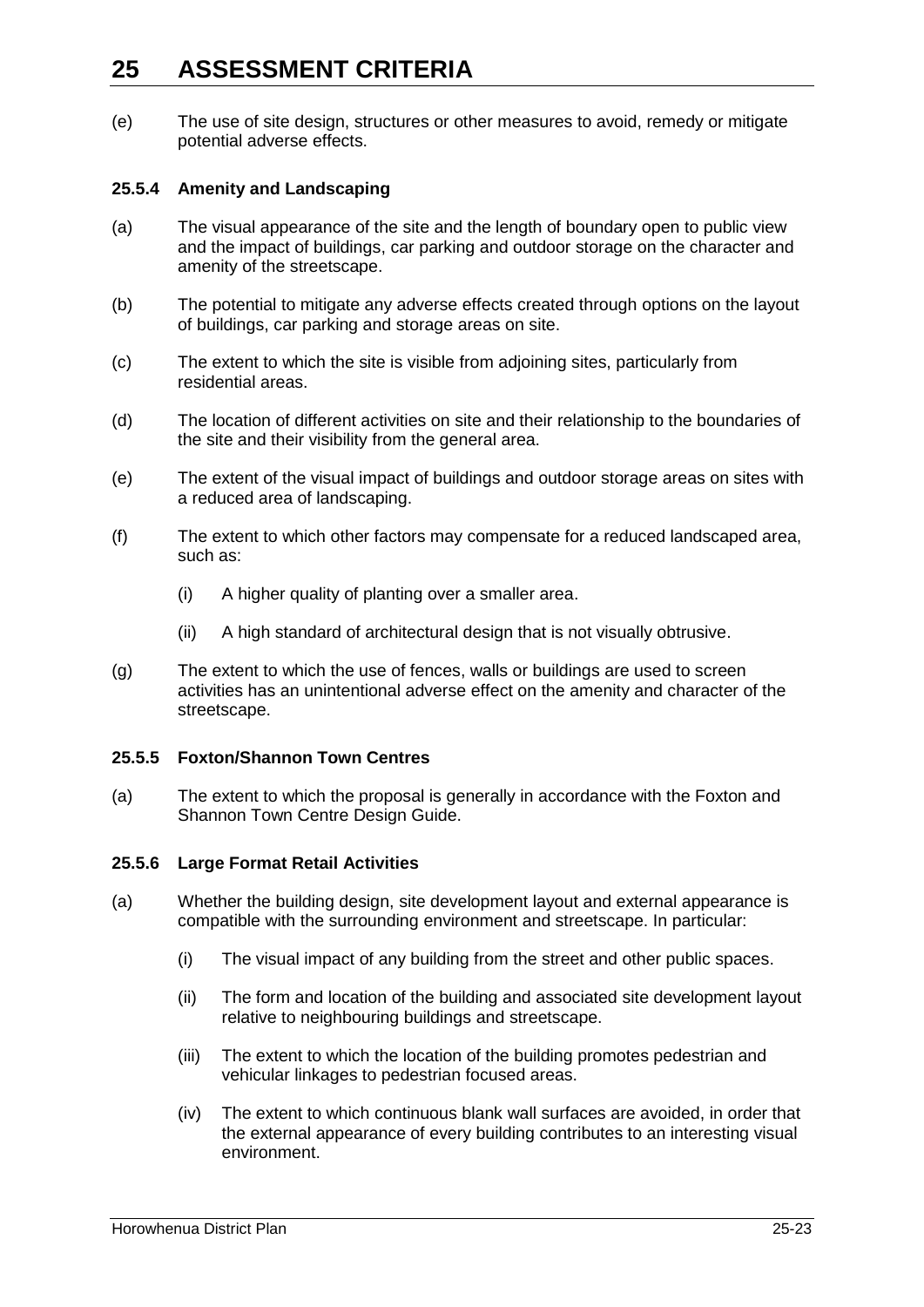(e) The use of site design, structures or other measures to avoid, remedy or mitigate potential adverse effects.

### 25.5.4 Amenity and Landscaping

(a) The visual appearance of the site and the length of boundary open to public view and the impact of buildings, car parking and outdoor storage on the character and amenity of the streetscape.

(b) The potential to mitigate any adverse effects created through options on the layout of buildings, car parking and storage areas on site.

(c) The extent to which the site is visible from adjoining sites, particularly from residential areas.

(d) The location of different activities on site and their relationship to the boundaries of the site and their visibility from the general area.

(e) The extent of the visual impact of buildings and outdoor storage areas on sites with a reduced area of landscaping.

(f) The extent to which other factors may compensate for a reduced landscaped area, such as:

- (i) A higher quality of planting over a smaller area.
- (ii) A high standard of architectural design that is not visually obtrusive.

(g) The extent to which the use of fences, walls or buildings are used to screen activities has an unintentional adverse effect on the amenity and character of the streetscape.

### 25.5.5 Foxton/Shannon Town Centres

(a) The extent to which the proposal is generally in accordance with the Foxton and Shannon Town Centre Design Guide.

### 25.5.6 Large Format Retail Activities

(a) Whether the building design, site development layout and external appearance is compatible with the surrounding environment and streetscape. In particular:

- (i) The visual impact of any building from the street and other public spaces.
- (ii) The form and location of the building and associated site development layout relative to neighbouring buildings and streetscape.
- (iii) The extent to which the location of the building promotes pedestrian and vehicular linkages to pedestrian focused areas.
- (iv) The extent to which continuous blank wall surfaces are avoided, in order that the external appearance of every building contributes to an interesting visual environment.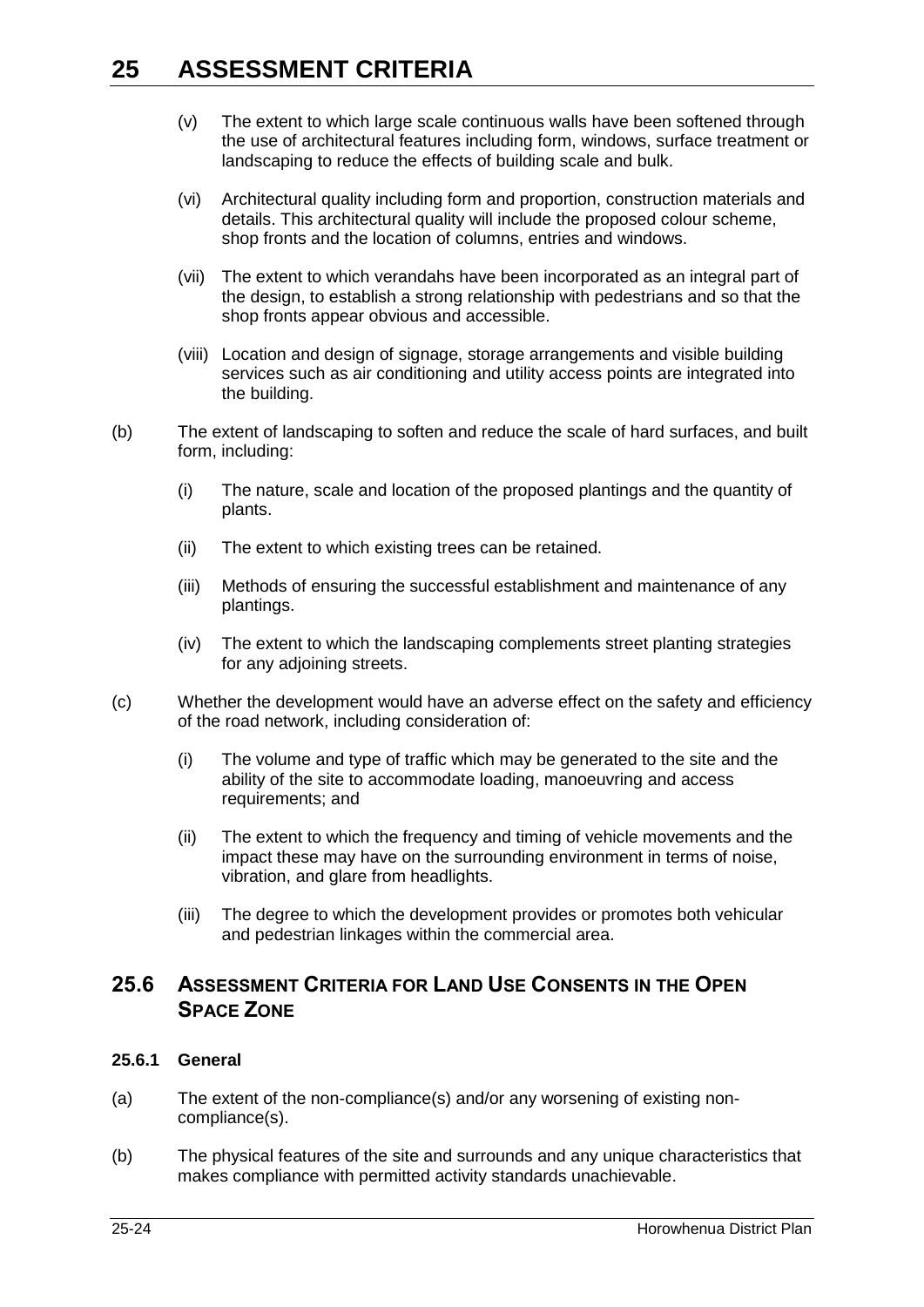(v) The extent to which large scale continuous walls have been softened through the use of architectural features including form, windows, surface treatment or landscaping to reduce the effects of building scale and bulk.

(vi) Architectural quality including form and proportion, construction materials and details. This architectural quality will include the proposed colour scheme, shop fronts and the location of columns, entries and windows.

(vii) The extent to which verandahs have been incorporated as an integral part of the design, to establish a strong relationship with pedestrians and so that the shop fronts appear obvious and accessible.

(viii) Location and design of signage, storage arrangements and visible building services such as air conditioning and utility access points are integrated into the building.

(b) The extent of landscaping to soften and reduce the scale of hard surfaces, and built form, including:

(i) The nature, scale and location of the proposed plantings and the quantity of plants.

(ii) The extent to which existing trees can be retained.

(iii) Methods of ensuring the successful establishment and maintenance of any plantings.

(iv) The extent to which the landscaping complements street planting strategies for any adjoining streets.

(c) Whether the development would have an adverse effect on the safety and efficiency of the road network, including consideration of:

(i) The volume and type of traffic which may be generated to the site and the ability of the site to accommodate loading, manoeuvring and access requirements; and

(ii) The extent to which the frequency and timing of vehicle movements and the impact these may have on the surrounding environment in terms of noise, vibration, and glare from headlights.

(iii) The degree to which the development provides or promotes both vehicular and pedestrian linkages within the commercial area.

## 25.6 Assessment Criteria for Land Use Consents in the Open Space Zone

### 25.6.1 General

(a) The extent of the non-compliance(s) and/or any worsening of existing non-compliance(s).

(b) The physical features of the site and surrounds and any unique characteristics that makes compliance with permitted activity standards unachievable.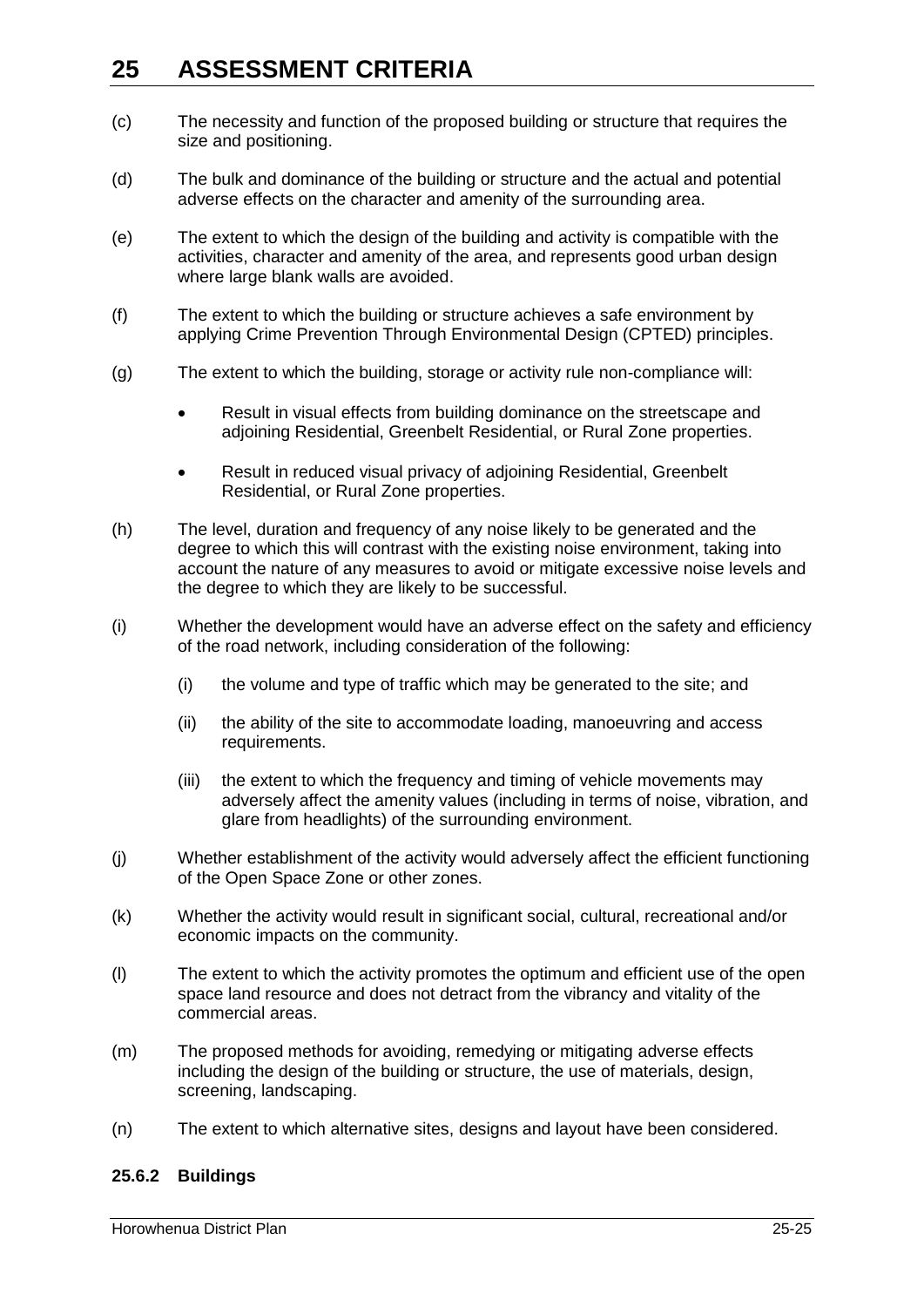(c) The necessity and function of the proposed building or structure that requires the size and positioning.

(d) The bulk and dominance of the building or structure and the actual and potential adverse effects on the character and amenity of the surrounding area.

(e) The extent to which the design of the building and activity is compatible with the activities, character and amenity of the area, and represents good urban design where large blank walls are avoided.

(f) The extent to which the building or structure achieves a safe environment by applying Crime Prevention Through Environmental Design (CPTED) principles.

(g) The extent to which the building, storage or activity rule non-compliance will:

- Result in visual effects from building dominance on the streetscape and adjoining Residential, Greenbelt Residential, or Rural Zone properties.
- Result in reduced visual privacy of adjoining Residential, Greenbelt Residential, or Rural Zone properties.

(h) The level, duration and frequency of any noise likely to be generated and the degree to which this will contrast with the existing noise environment, taking into account the nature of any measures to avoid or mitigate excessive noise levels and the degree to which they are likely to be successful.

(i) Whether the development would have an adverse effect on the safety and efficiency of the road network, including consideration of the following:

   (i) the volume and type of traffic which may be generated to the site; and

   (ii) the ability of the site to accommodate loading, manoeuvring and access requirements.

   (iii) the extent to which the frequency and timing of vehicle movements may adversely affect the amenity values (including in terms of noise, vibration, and glare from headlights) of the surrounding environment.

(j) Whether establishment of the activity would adversely affect the efficient functioning of the Open Space Zone or other zones.

(k) Whether the activity would result in significant social, cultural, recreational and/or economic impacts on the community.

(l) The extent to which the activity promotes the optimum and efficient use of the open space land resource and does not detract from the vibrancy and vitality of the commercial areas.

(m) The proposed methods for avoiding, remedying or mitigating adverse effects including the design of the building or structure, the use of materials, design, screening, landscaping.

(n) The extent to which alternative sites, designs and layout have been considered.

### 25.6.2 Buildings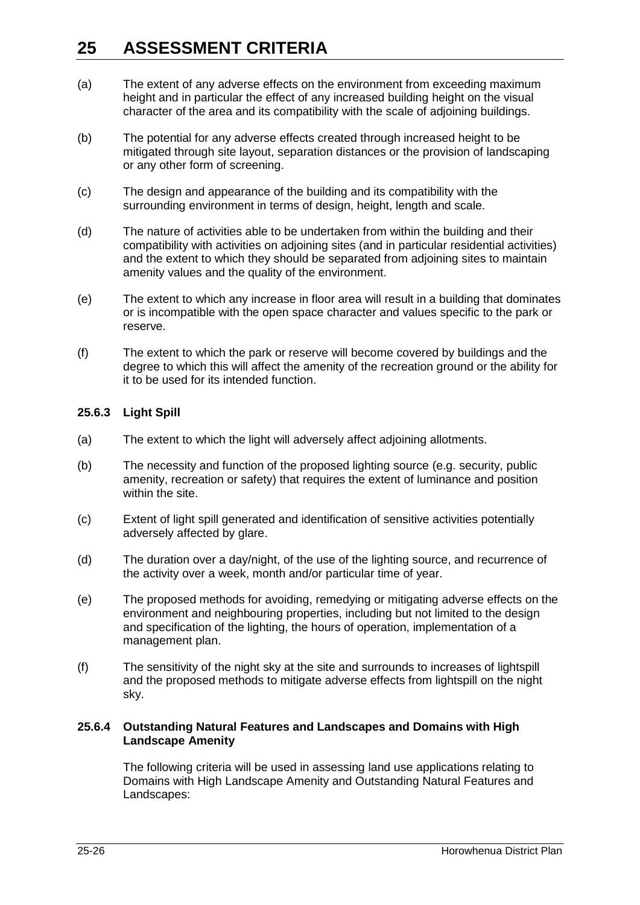(a) The extent of any adverse effects on the environment from exceeding maximum height and in particular the effect of any increased building height on the visual character of the area and its compatibility with the scale of adjoining buildings.

(b) The potential for any adverse effects created through increased height to be mitigated through site layout, separation distances or the provision of landscaping or any other form of screening.

(c) The design and appearance of the building and its compatibility with the surrounding environment in terms of design, height, length and scale.

(d) The nature of activities able to be undertaken from within the building and their compatibility with activities on adjoining sites (and in particular residential activities) and the extent to which they should be separated from adjoining sites to maintain amenity values and the quality of the environment.

(e) The extent to which any increase in floor area will result in a building that dominates or is incompatible with the open space character and values specific to the park or reserve.

(f) The extent to which the park or reserve will become covered by buildings and the degree to which this will affect the amenity of the recreation ground or the ability for it to be used for its intended function.

### 25.6.3 Light Spill

(a) The extent to which the light will adversely affect adjoining allotments.

(b) The necessity and function of the proposed lighting source (e.g. security, public amenity, recreation or safety) that requires the extent of luminance and position within the site.

(c) Extent of light spill generated and identification of sensitive activities potentially adversely affected by glare.

(d) The duration over a day/night, of the use of the lighting source, and recurrence of the activity over a week, month and/or particular time of year.

(e) The proposed methods for avoiding, remedying or mitigating adverse effects on the environment and neighbouring properties, including but not limited to the design and specification of the lighting, the hours of operation, implementation of a management plan.

(f) The sensitivity of the night sky at the site and surrounds to increases of lightspill and the proposed methods to mitigate adverse effects from lightspill on the night sky.

### 25.6.4 Outstanding Natural Features and Landscapes and Domains with High Landscape Amenity

The following criteria will be used in assessing land use applications relating to Domains with High Landscape Amenity and Outstanding Natural Features and Landscapes: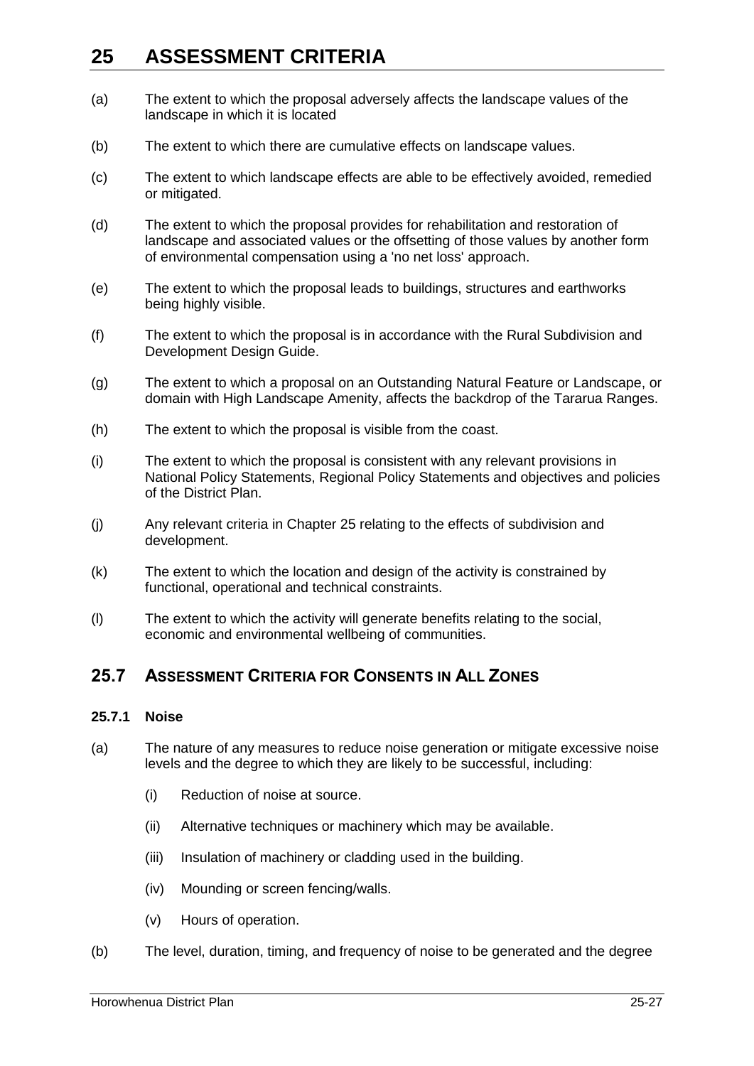# 25 ASSESSMENT CRITERIA

(a) The extent to which the proposal adversely affects the landscape values of the landscape in which it is located

(b) The extent to which there are cumulative effects on landscape values.

(c) The extent to which landscape effects are able to be effectively avoided, remedied or mitigated.

(d) The extent to which the proposal provides for rehabilitation and restoration of landscape and associated values or the offsetting of those values by another form of environmental compensation using a 'no net loss' approach.

(e) The extent to which the proposal leads to buildings, structures and earthworks being highly visible.

(f) The extent to which the proposal is in accordance with the Rural Subdivision and Development Design Guide.

(g) The extent to which a proposal on an Outstanding Natural Feature or Landscape, or domain with High Landscape Amenity, affects the backdrop of the Tararua Ranges.

(h) The extent to which the proposal is visible from the coast.

(i) The extent to which the proposal is consistent with any relevant provisions in National Policy Statements, Regional Policy Statements and objectives and policies of the District Plan.

(j) Any relevant criteria in Chapter 25 relating to the effects of subdivision and development.

(k) The extent to which the location and design of the activity is constrained by functional, operational and technical constraints.

(l) The extent to which the activity will generate benefits relating to the social, economic and environmental wellbeing of communities.

## 25.7 ASSESSMENT CRITERIA FOR CONSENTS IN ALL ZONES

### 25.7.1 Noise

(a) The nature of any measures to reduce noise generation or mitigate excessive noise levels and the degree to which they are likely to be successful, including:

   (i) Reduction of noise at source.

   (ii) Alternative techniques or machinery which may be available.

   (iii) Insulation of machinery or cladding used in the building.

   (iv) Mounding or screen fencing/walls.

   (v) Hours of operation.

(b) The level, duration, timing, and frequency of noise to be generated and the degree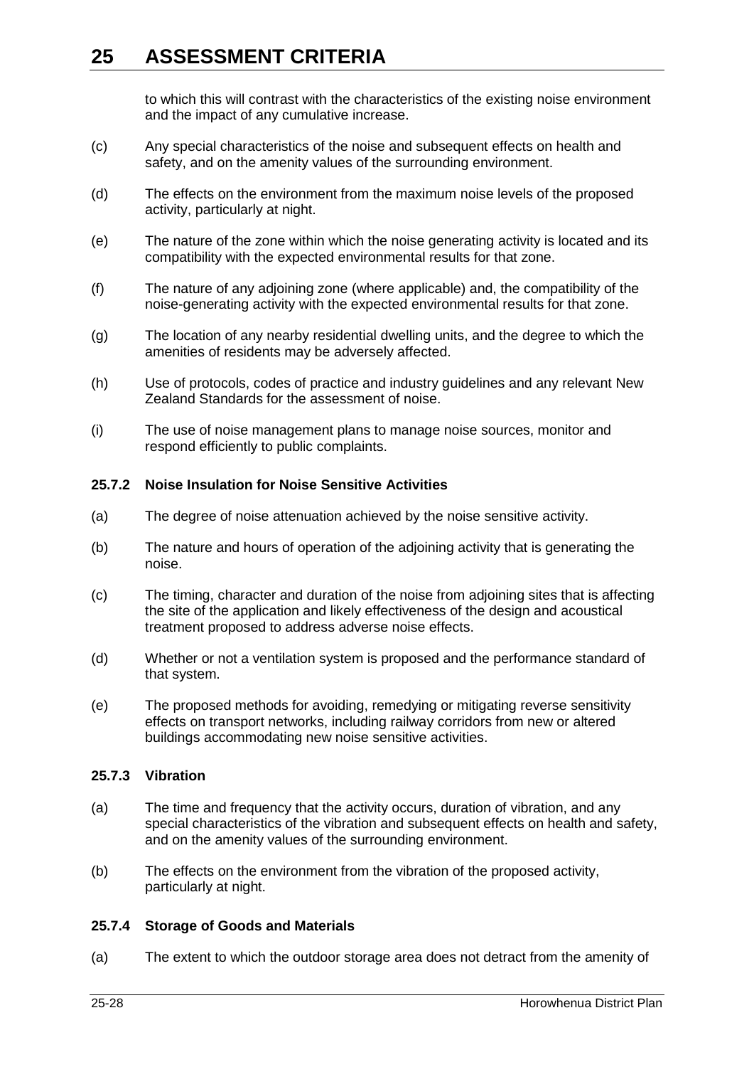to which this will contrast with the characteristics of the existing noise environment and the impact of any cumulative increase.

(c) Any special characteristics of the noise and subsequent effects on health and safety, and on the amenity values of the surrounding environment.

(d) The effects on the environment from the maximum noise levels of the proposed activity, particularly at night.

(e) The nature of the zone within which the noise generating activity is located and its compatibility with the expected environmental results for that zone.

(f) The nature of any adjoining zone (where applicable) and, the compatibility of the noise-generating activity with the expected environmental results for that zone.

(g) The location of any nearby residential dwelling units, and the degree to which the amenities of residents may be adversely affected.

(h) Use of protocols, codes of practice and industry guidelines and any relevant New Zealand Standards for the assessment of noise.

(i) The use of noise management plans to manage noise sources, monitor and respond efficiently to public complaints.

### 25.7.2 Noise Insulation for Noise Sensitive Activities

(a) The degree of noise attenuation achieved by the noise sensitive activity.

(b) The nature and hours of operation of the adjoining activity that is generating the noise.

(c) The timing, character and duration of the noise from adjoining sites that is affecting the site of the application and likely effectiveness of the design and acoustical treatment proposed to address adverse noise effects.

(d) Whether or not a ventilation system is proposed and the performance standard of that system.

(e) The proposed methods for avoiding, remedying or mitigating reverse sensitivity effects on transport networks, including railway corridors from new or altered buildings accommodating new noise sensitive activities.

### 25.7.3 Vibration

(a) The time and frequency that the activity occurs, duration of vibration, and any special characteristics of the vibration and subsequent effects on health and safety, and on the amenity values of the surrounding environment.

(b) The effects on the environment from the vibration of the proposed activity, particularly at night.

### 25.7.4 Storage of Goods and Materials

(a) The extent to which the outdoor storage area does not detract from the amenity of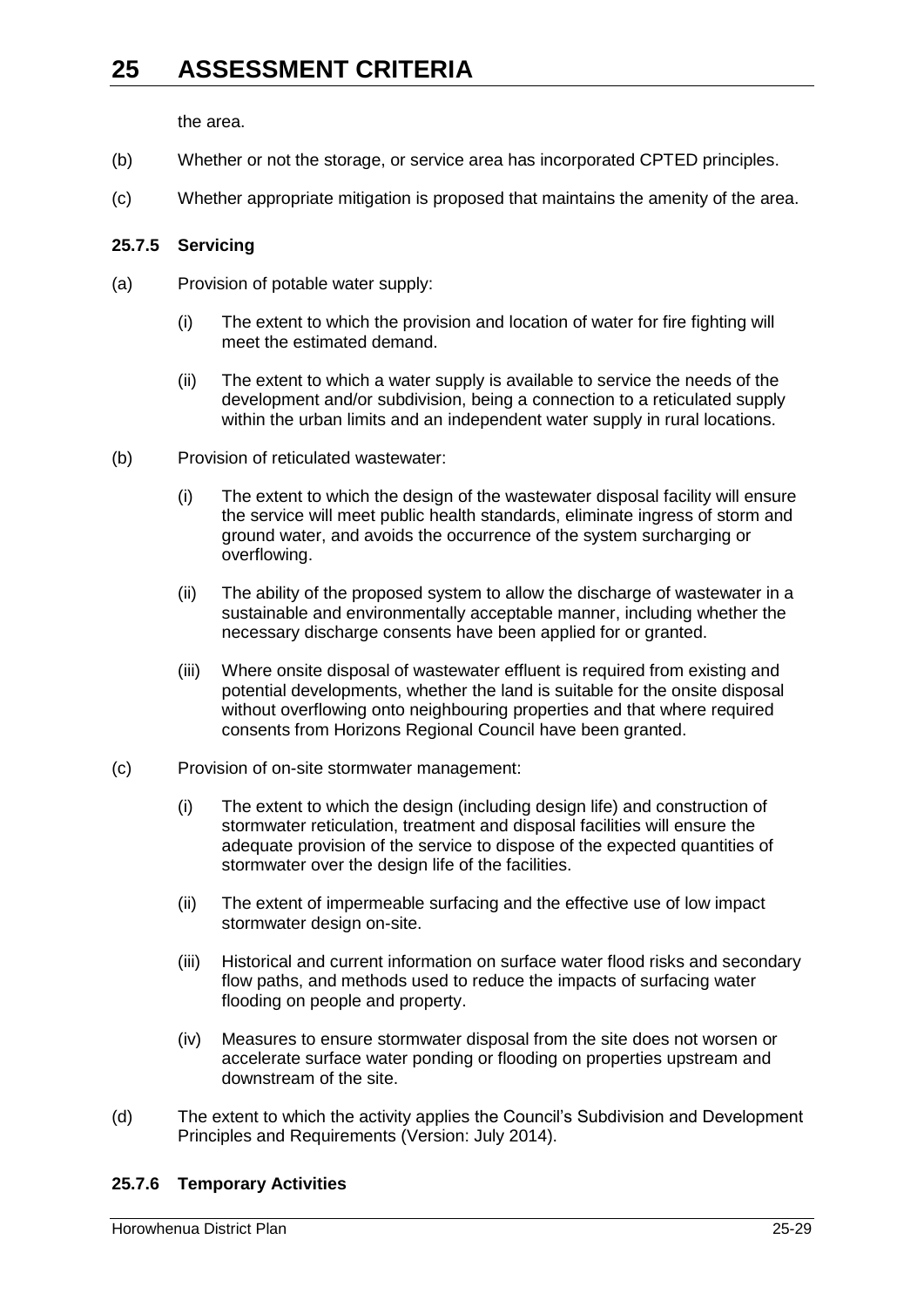the area.

(b) Whether or not the storage, or service area has incorporated CPTED principles.

(c) Whether appropriate mitigation is proposed that maintains the amenity of the area.

### 25.7.5 Servicing

(a) Provision of potable water supply:

  (i) The extent to which the provision and location of water for fire fighting will meet the estimated demand.

  (ii) The extent to which a water supply is available to service the needs of the development and/or subdivision, being a connection to a reticulated supply within the urban limits and an independent water supply in rural locations.

(b) Provision of reticulated wastewater:

  (i) The extent to which the design of the wastewater disposal facility will ensure the service will meet public health standards, eliminate ingress of storm and ground water, and avoids the occurrence of the system surcharging or overflowing.

  (ii) The ability of the proposed system to allow the discharge of wastewater in a sustainable and environmentally acceptable manner, including whether the necessary discharge consents have been applied for or granted.

  (iii) Where onsite disposal of wastewater effluent is required from existing and potential developments, whether the land is suitable for the onsite disposal without overflowing onto neighbouring properties and that where required consents from Horizons Regional Council have been granted.

(c) Provision of on-site stormwater management:

  (i) The extent to which the design (including design life) and construction of stormwater reticulation, treatment and disposal facilities will ensure the adequate provision of the service to dispose of the expected quantities of stormwater over the design life of the facilities.

  (ii) The extent of impermeable surfacing and the effective use of low impact stormwater design on-site.

  (iii) Historical and current information on surface water flood risks and secondary flow paths, and methods used to reduce the impacts of surfacing water flooding on people and property.

  (iv) Measures to ensure stormwater disposal from the site does not worsen or accelerate surface water ponding or flooding on properties upstream and downstream of the site.

(d) The extent to which the activity applies the Council's Subdivision and Development Principles and Requirements (Version: July 2014).

### 25.7.6 Temporary Activities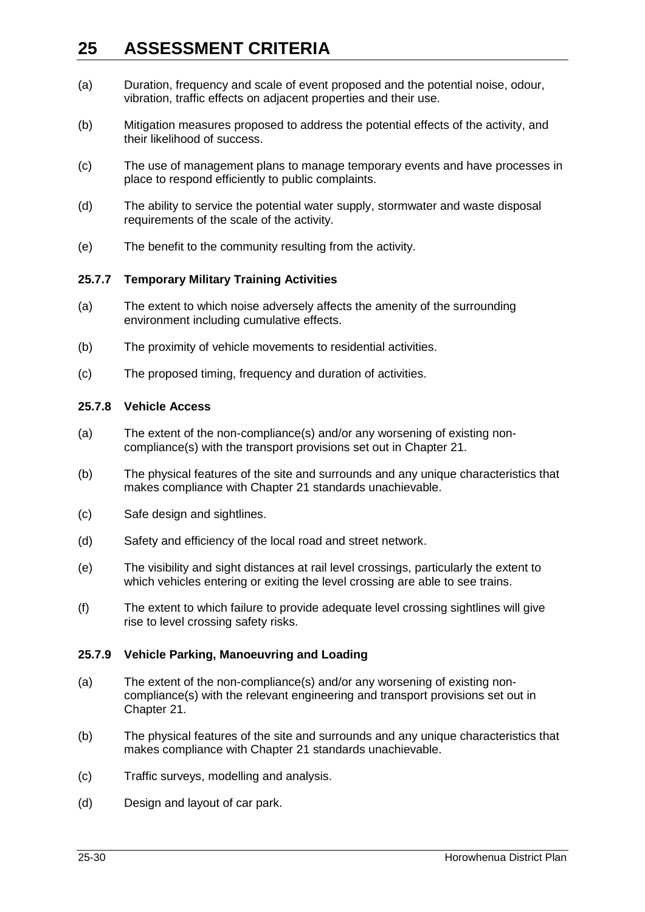# 25 ASSESSMENT CRITERIA

(a) Duration, frequency and scale of event proposed and the potential noise, odour, vibration, traffic effects on adjacent properties and their use.

(b) Mitigation measures proposed to address the potential effects of the activity, and their likelihood of success.

(c) The use of management plans to manage temporary events and have processes in place to respond efficiently to public complaints.

(d) The ability to service the potential water supply, stormwater and waste disposal requirements of the scale of the activity.

(e) The benefit to the community resulting from the activity.

### 25.7.7 Temporary Military Training Activities

(a) The extent to which noise adversely affects the amenity of the surrounding environment including cumulative effects.

(b) The proximity of vehicle movements to residential activities.

(c) The proposed timing, frequency and duration of activities.

### 25.7.8 Vehicle Access

(a) The extent of the non-compliance(s) and/or any worsening of existing non-compliance(s) with the transport provisions set out in Chapter 21.

(b) The physical features of the site and surrounds and any unique characteristics that makes compliance with Chapter 21 standards unachievable.

(c) Safe design and sightlines.

(d) Safety and efficiency of the local road and street network.

(e) The visibility and sight distances at rail level crossings, particularly the extent to which vehicles entering or exiting the level crossing are able to see trains.

(f) The extent to which failure to provide adequate level crossing sightlines will give rise to level crossing safety risks.

### 25.7.9 Vehicle Parking, Manoeuvring and Loading

(a) The extent of the non-compliance(s) and/or any worsening of existing non-compliance(s) with the relevant engineering and transport provisions set out in Chapter 21.

(b) The physical features of the site and surrounds and any unique characteristics that makes compliance with Chapter 21 standards unachievable.

(c) Traffic surveys, modelling and analysis.

(d) Design and layout of car park.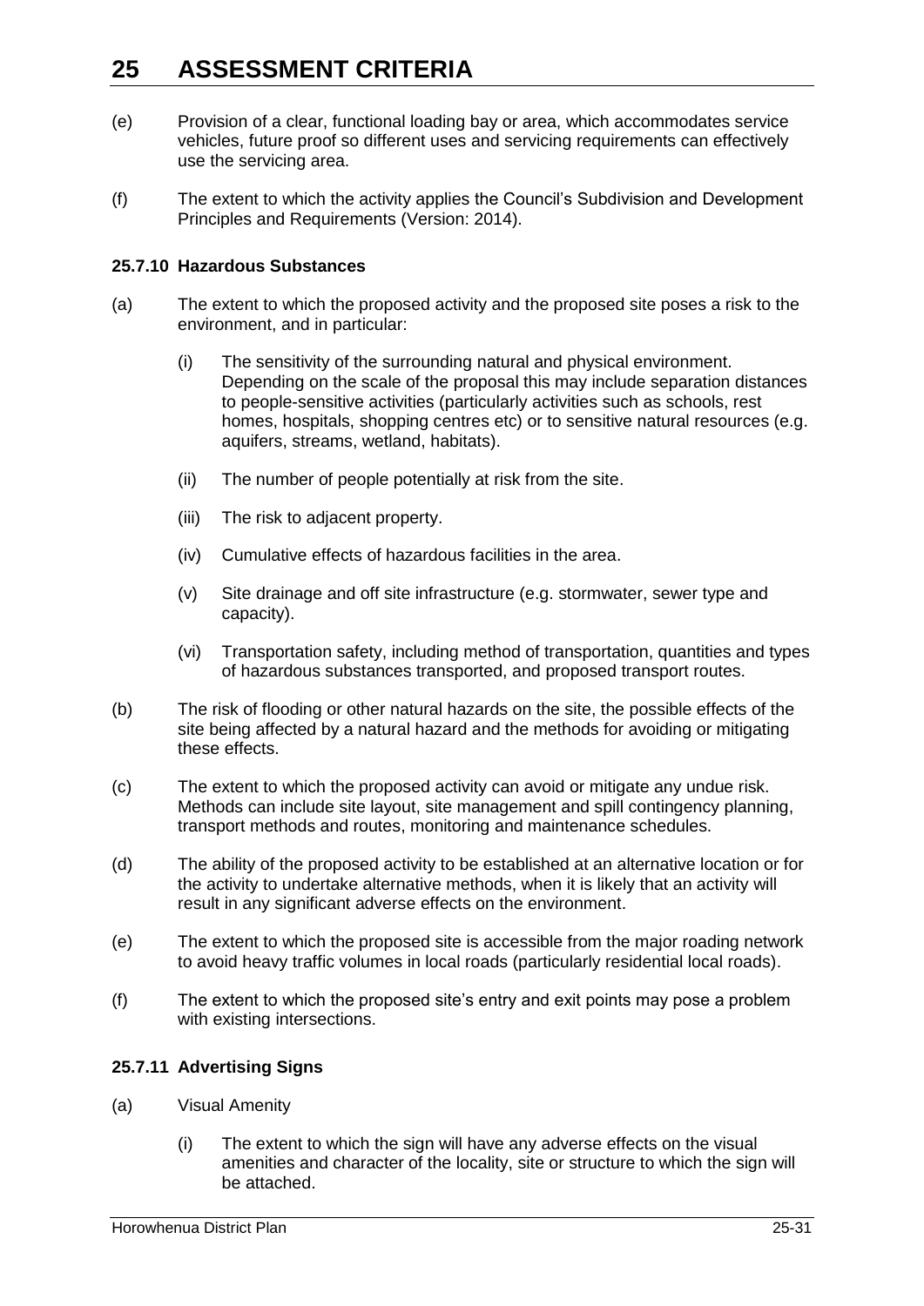(e) Provision of a clear, functional loading bay or area, which accommodates service vehicles, future proof so different uses and servicing requirements can effectively use the servicing area.

(f) The extent to which the activity applies the Council's Subdivision and Development Principles and Requirements (Version: 2014).

### 25.7.10 Hazardous Substances

(a) The extent to which the proposed activity and the proposed site poses a risk to the environment, and in particular:

  (i) The sensitivity of the surrounding natural and physical environment. Depending on the scale of the proposal this may include separation distances to people-sensitive activities (particularly activities such as schools, rest homes, hospitals, shopping centres etc) or to sensitive natural resources (e.g. aquifers, streams, wetland, habitats).

  (ii) The number of people potentially at risk from the site.

  (iii) The risk to adjacent property.

  (iv) Cumulative effects of hazardous facilities in the area.

  (v) Site drainage and off site infrastructure (e.g. stormwater, sewer type and capacity).

  (vi) Transportation safety, including method of transportation, quantities and types of hazardous substances transported, and proposed transport routes.

(b) The risk of flooding or other natural hazards on the site, the possible effects of the site being affected by a natural hazard and the methods for avoiding or mitigating these effects.

(c) The extent to which the proposed activity can avoid or mitigate any undue risk. Methods can include site layout, site management and spill contingency planning, transport methods and routes, monitoring and maintenance schedules.

(d) The ability of the proposed activity to be established at an alternative location or for the activity to undertake alternative methods, when it is likely that an activity will result in any significant adverse effects on the environment.

(e) The extent to which the proposed site is accessible from the major roading network to avoid heavy traffic volumes in local roads (particularly residential local roads).

(f) The extent to which the proposed site's entry and exit points may pose a problem with existing intersections.

### 25.7.11 Advertising Signs

(a) Visual Amenity

  (i) The extent to which the sign will have any adverse effects on the visual amenities and character of the locality, site or structure to which the sign will be attached.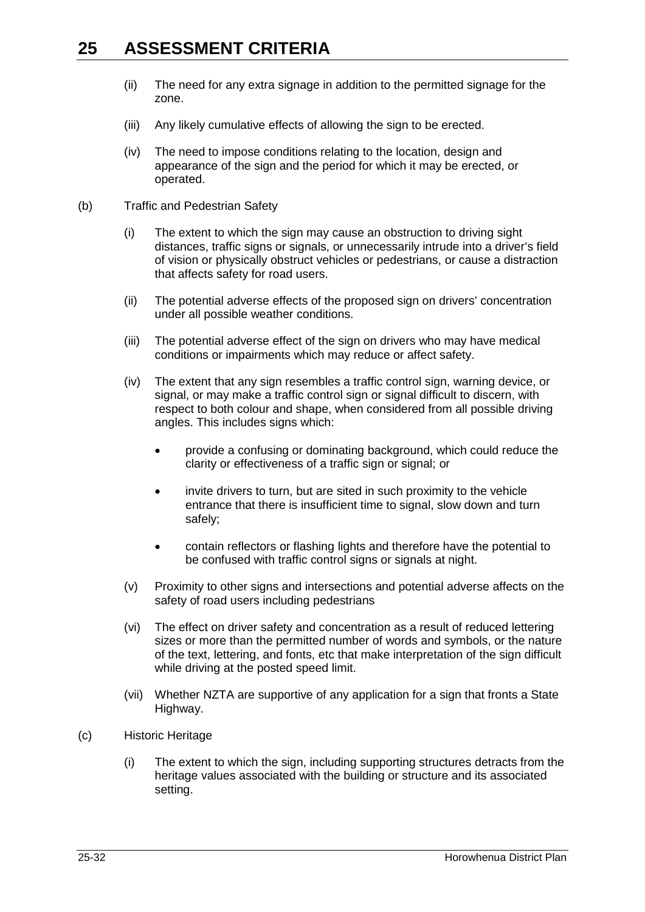(ii) The need for any extra signage in addition to the permitted signage for the zone.

(iii) Any likely cumulative effects of allowing the sign to be erected.

(iv) The need to impose conditions relating to the location, design and appearance of the sign and the period for which it may be erected, or operated.

(b) Traffic and Pedestrian Safety

(i) The extent to which the sign may cause an obstruction to driving sight distances, traffic signs or signals, or unnecessarily intrude into a driver's field of vision or physically obstruct vehicles or pedestrians, or cause a distraction that affects safety for road users.

(ii) The potential adverse effects of the proposed sign on drivers' concentration under all possible weather conditions.

(iii) The potential adverse effect of the sign on drivers who may have medical conditions or impairments which may reduce or affect safety.

(iv) The extent that any sign resembles a traffic control sign, warning device, or signal, or may make a traffic control sign or signal difficult to discern, with respect to both colour and shape, when considered from all possible driving angles. This includes signs which:

- provide a confusing or dominating background, which could reduce the clarity or effectiveness of a traffic sign or signal; or
- invite drivers to turn, but are sited in such proximity to the vehicle entrance that there is insufficient time to signal, slow down and turn safely;
- contain reflectors or flashing lights and therefore have the potential to be confused with traffic control signs or signals at night.

(v) Proximity to other signs and intersections and potential adverse affects on the safety of road users including pedestrians

(vi) The effect on driver safety and concentration as a result of reduced lettering sizes or more than the permitted number of words and symbols, or the nature of the text, lettering, and fonts, etc that make interpretation of the sign difficult while driving at the posted speed limit.

(vii) Whether NZTA are supportive of any application for a sign that fronts a State Highway.

(c) Historic Heritage

(i) The extent to which the sign, including supporting structures detracts from the heritage values associated with the building or structure and its associated setting.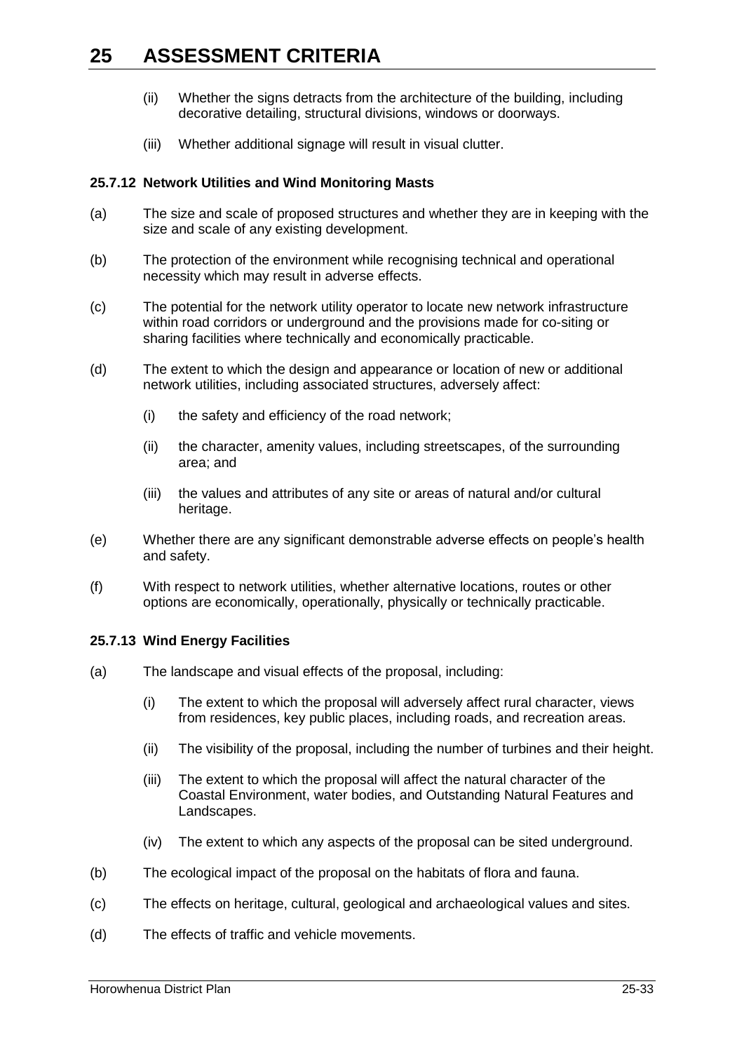(ii) Whether the signs detracts from the architecture of the building, including decorative detailing, structural divisions, windows or doorways.

(iii) Whether additional signage will result in visual clutter.

### 25.7.12 Network Utilities and Wind Monitoring Masts

(a) The size and scale of proposed structures and whether they are in keeping with the size and scale of any existing development.

(b) The protection of the environment while recognising technical and operational necessity which may result in adverse effects.

(c) The potential for the network utility operator to locate new network infrastructure within road corridors or underground and the provisions made for co-siting or sharing facilities where technically and economically practicable.

(d) The extent to which the design and appearance or location of new or additional network utilities, including associated structures, adversely affect:

   (i) the safety and efficiency of the road network;

   (ii) the character, amenity values, including streetscapes, of the surrounding area; and

   (iii) the values and attributes of any site or areas of natural and/or cultural heritage.

(e) Whether there are any significant demonstrable adverse effects on people's health and safety.

(f) With respect to network utilities, whether alternative locations, routes or other options are economically, operationally, physically or technically practicable.

### 25.7.13 Wind Energy Facilities

(a) The landscape and visual effects of the proposal, including:

   (i) The extent to which the proposal will adversely affect rural character, views from residences, key public places, including roads, and recreation areas.

   (ii) The visibility of the proposal, including the number of turbines and their height.

   (iii) The extent to which the proposal will affect the natural character of the Coastal Environment, water bodies, and Outstanding Natural Features and Landscapes.

   (iv) The extent to which any aspects of the proposal can be sited underground.

(b) The ecological impact of the proposal on the habitats of flora and fauna.

(c) The effects on heritage, cultural, geological and archaeological values and sites.

(d) The effects of traffic and vehicle movements.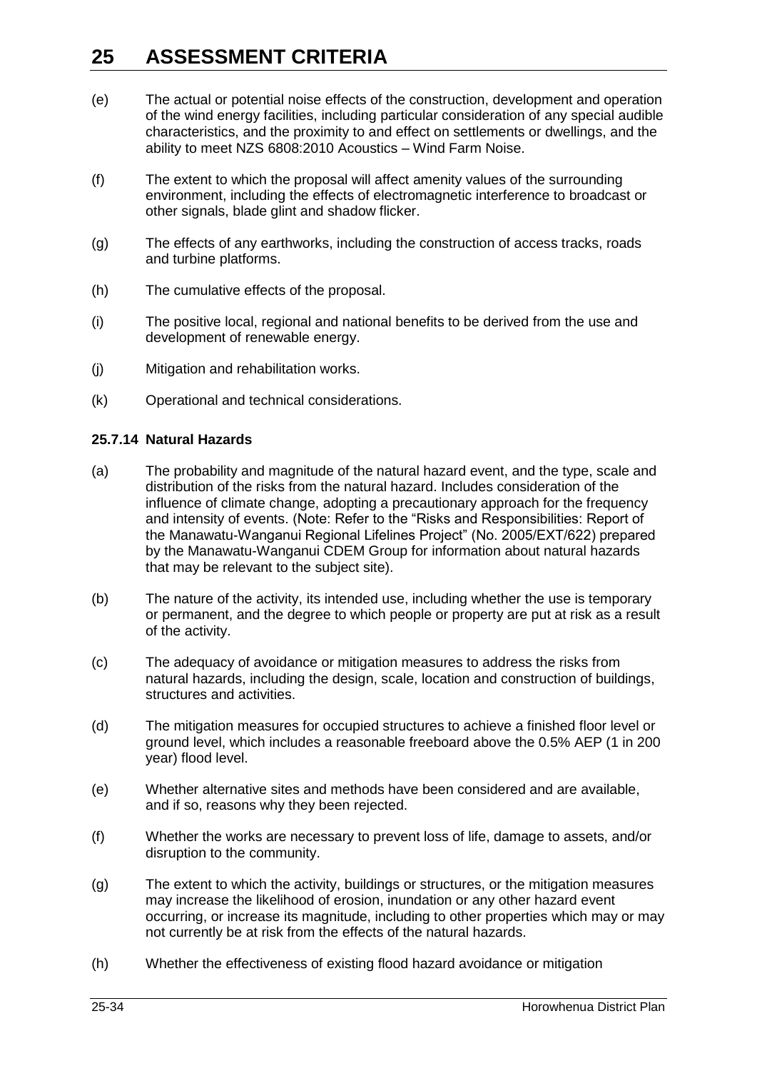(e) The actual or potential noise effects of the construction, development and operation of the wind energy facilities, including particular consideration of any special audible characteristics, and the proximity to and effect on settlements or dwellings, and the ability to meet NZS 6808:2010 Acoustics – Wind Farm Noise.

(f) The extent to which the proposal will affect amenity values of the surrounding environment, including the effects of electromagnetic interference to broadcast or other signals, blade glint and shadow flicker.

(g) The effects of any earthworks, including the construction of access tracks, roads and turbine platforms.

(h) The cumulative effects of the proposal.

(i) The positive local, regional and national benefits to be derived from the use and development of renewable energy.

(j) Mitigation and rehabilitation works.

(k) Operational and technical considerations.

### 25.7.14 Natural Hazards

(a) The probability and magnitude of the natural hazard event, and the type, scale and distribution of the risks from the natural hazard. Includes consideration of the influence of climate change, adopting a precautionary approach for the frequency and intensity of events. (Note: Refer to the "Risks and Responsibilities: Report of the Manawatu-Wanganui Regional Lifelines Project" (No. 2005/EXT/622) prepared by the Manawatu-Wanganui CDEM Group for information about natural hazards that may be relevant to the subject site).

(b) The nature of the activity, its intended use, including whether the use is temporary or permanent, and the degree to which people or property are put at risk as a result of the activity.

(c) The adequacy of avoidance or mitigation measures to address the risks from natural hazards, including the design, scale, location and construction of buildings, structures and activities.

(d) The mitigation measures for occupied structures to achieve a finished floor level or ground level, which includes a reasonable freeboard above the 0.5% AEP (1 in 200 year) flood level.

(e) Whether alternative sites and methods have been considered and are available, and if so, reasons why they been rejected.

(f) Whether the works are necessary to prevent loss of life, damage to assets, and/or disruption to the community.

(g) The extent to which the activity, buildings or structures, or the mitigation measures may increase the likelihood of erosion, inundation or any other hazard event occurring, or increase its magnitude, including to other properties which may or may not currently be at risk from the effects of the natural hazards.

(h) Whether the effectiveness of existing flood hazard avoidance or mitigation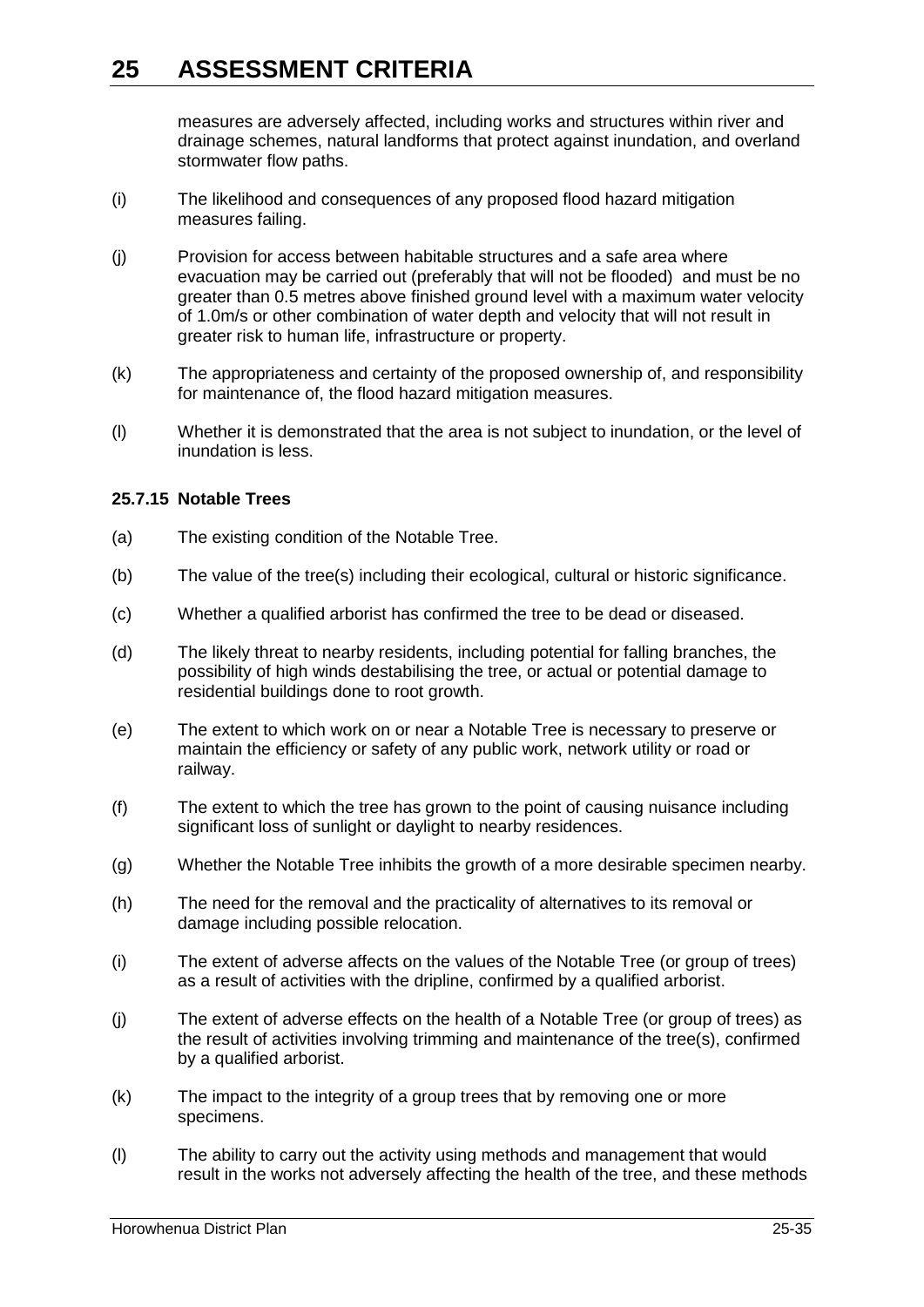measures are adversely affected, including works and structures within river and drainage schemes, natural landforms that protect against inundation, and overland stormwater flow paths.

(i) The likelihood and consequences of any proposed flood hazard mitigation measures failing.

(j) Provision for access between habitable structures and a safe area where evacuation may be carried out (preferably that will not be flooded) and must be no greater than 0.5 metres above finished ground level with a maximum water velocity of 1.0m/s or other combination of water depth and velocity that will not result in greater risk to human life, infrastructure or property.

(k) The appropriateness and certainty of the proposed ownership of, and responsibility for maintenance of, the flood hazard mitigation measures.

(l) Whether it is demonstrated that the area is not subject to inundation, or the level of inundation is less.

### 25.7.15 Notable Trees

(a) The existing condition of the Notable Tree.

(b) The value of the tree(s) including their ecological, cultural or historic significance.

(c) Whether a qualified arborist has confirmed the tree to be dead or diseased.

(d) The likely threat to nearby residents, including potential for falling branches, the possibility of high winds destabilising the tree, or actual or potential damage to residential buildings done to root growth.

(e) The extent to which work on or near a Notable Tree is necessary to preserve or maintain the efficiency or safety of any public work, network utility or road or railway.

(f) The extent to which the tree has grown to the point of causing nuisance including significant loss of sunlight or daylight to nearby residences.

(g) Whether the Notable Tree inhibits the growth of a more desirable specimen nearby.

(h) The need for the removal and the practicality of alternatives to its removal or damage including possible relocation.

(i) The extent of adverse affects on the values of the Notable Tree (or group of trees) as a result of activities with the dripline, confirmed by a qualified arborist.

(j) The extent of adverse effects on the health of a Notable Tree (or group of trees) as the result of activities involving trimming and maintenance of the tree(s), confirmed by a qualified arborist.

(k) The impact to the integrity of a group trees that by removing one or more specimens.

(l) The ability to carry out the activity using methods and management that would result in the works not adversely affecting the health of the tree, and these methods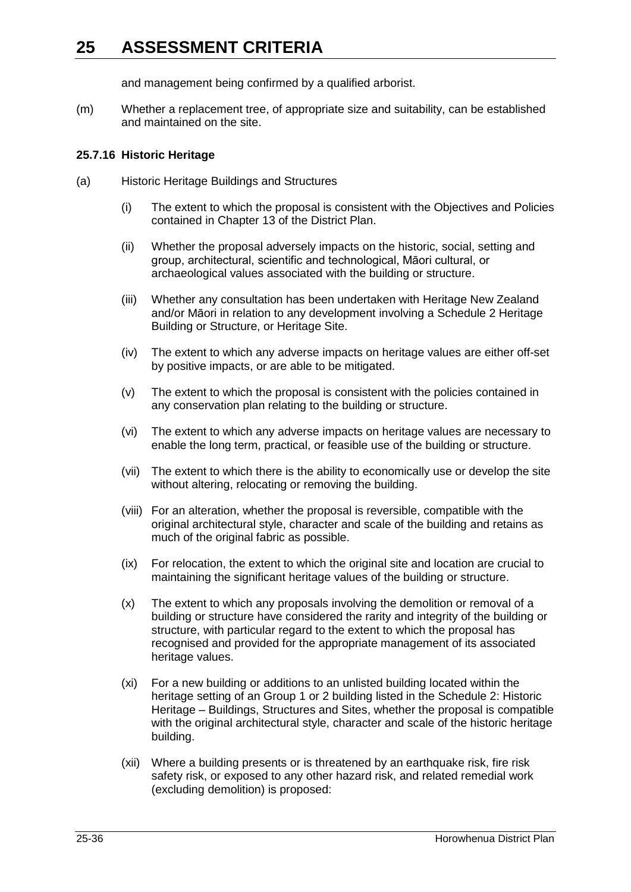and management being confirmed by a qualified arborist.

(m) Whether a replacement tree, of appropriate size and suitability, can be established and maintained on the site.

### 25.7.16 Historic Heritage

(a) Historic Heritage Buildings and Structures

(i) The extent to which the proposal is consistent with the Objectives and Policies contained in Chapter 13 of the District Plan.

(ii) Whether the proposal adversely impacts on the historic, social, setting and group, architectural, scientific and technological, Māori cultural, or archaeological values associated with the building or structure.

(iii) Whether any consultation has been undertaken with Heritage New Zealand and/or Māori in relation to any development involving a Schedule 2 Heritage Building or Structure, or Heritage Site.

(iv) The extent to which any adverse impacts on heritage values are either off-set by positive impacts, or are able to be mitigated.

(v) The extent to which the proposal is consistent with the policies contained in any conservation plan relating to the building or structure.

(vi) The extent to which any adverse impacts on heritage values are necessary to enable the long term, practical, or feasible use of the building or structure.

(vii) The extent to which there is the ability to economically use or develop the site without altering, relocating or removing the building.

(viii) For an alteration, whether the proposal is reversible, compatible with the original architectural style, character and scale of the building and retains as much of the original fabric as possible.

(ix) For relocation, the extent to which the original site and location are crucial to maintaining the significant heritage values of the building or structure.

(x) The extent to which any proposals involving the demolition or removal of a building or structure have considered the rarity and integrity of the building or structure, with particular regard to the extent to which the proposal has recognised and provided for the appropriate management of its associated heritage values.

(xi) For a new building or additions to an unlisted building located within the heritage setting of an Group 1 or 2 building listed in the Schedule 2: Historic Heritage – Buildings, Structures and Sites, whether the proposal is compatible with the original architectural style, character and scale of the historic heritage building.

(xii) Where a building presents or is threatened by an earthquake risk, fire risk safety risk, or exposed to any other hazard risk, and related remedial work (excluding demolition) is proposed: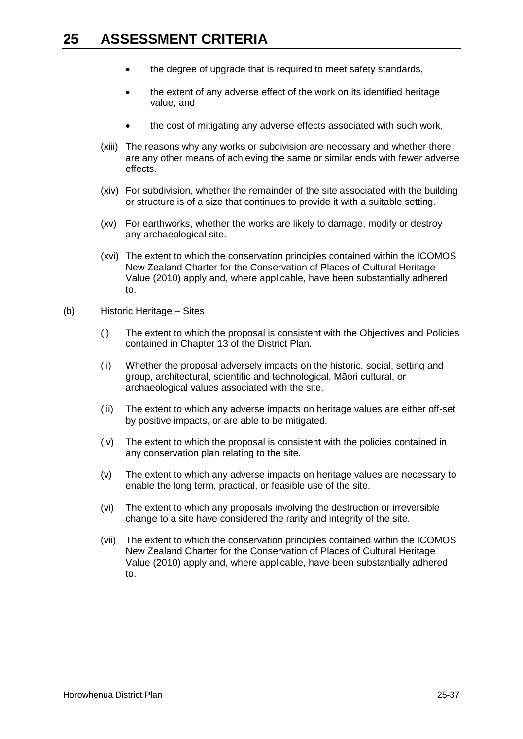- the degree of upgrade that is required to meet safety standards,
- the extent of any adverse effect of the work on its identified heritage value, and
- the cost of mitigating any adverse effects associated with such work.

(xiii) The reasons why any works or subdivision are necessary and whether there are any other means of achieving the same or similar ends with fewer adverse effects.

(xiv) For subdivision, whether the remainder of the site associated with the building or structure is of a size that continues to provide it with a suitable setting.

(xv) For earthworks, whether the works are likely to damage, modify or destroy any archaeological site.

(xvi) The extent to which the conservation principles contained within the ICOMOS New Zealand Charter for the Conservation of Places of Cultural Heritage Value (2010) apply and, where applicable, have been substantially adhered to.

(b) Historic Heritage – Sites

(i) The extent to which the proposal is consistent with the Objectives and Policies contained in Chapter 13 of the District Plan.

(ii) Whether the proposal adversely impacts on the historic, social, setting and group, architectural, scientific and technological, Māori cultural, or archaeological values associated with the site.

(iii) The extent to which any adverse impacts on heritage values are either off-set by positive impacts, or are able to be mitigated.

(iv) The extent to which the proposal is consistent with the policies contained in any conservation plan relating to the site.

(v) The extent to which any adverse impacts on heritage values are necessary to enable the long term, practical, or feasible use of the site.

(vi) The extent to which any proposals involving the destruction or irreversible change to a site have considered the rarity and integrity of the site.

(vii) The extent to which the conservation principles contained within the ICOMOS New Zealand Charter for the Conservation of Places of Cultural Heritage Value (2010) apply and, where applicable, have been substantially adhered to.